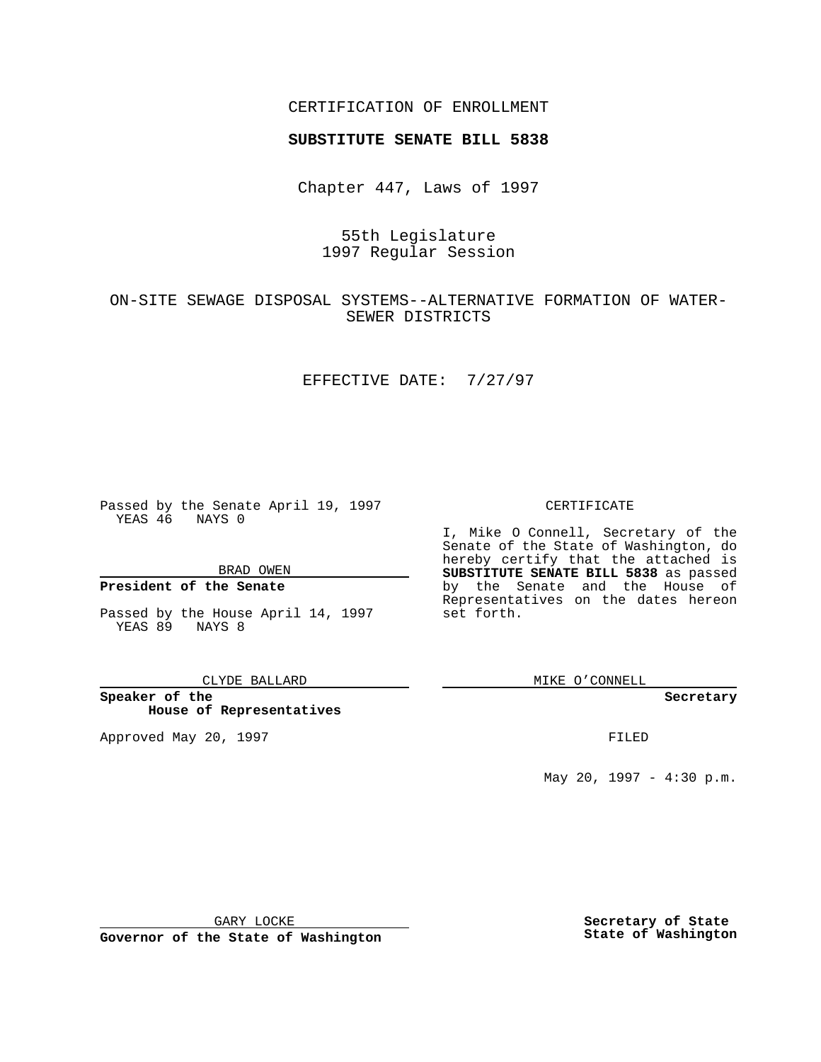CERTIFICATION OF ENROLLMENT

**SUBSTITUTE SENATE BILL 5838**

Chapter 447, Laws of 1997

55th Legislature
1997 Regular Session

ON-SITE SEWAGE DISPOSAL SYSTEMS--ALTERNATIVE FORMATION OF WATER-SEWER DISTRICTS

EFFECTIVE DATE: 7/27/97

Passed by the Senate April 19, 1997
YEAS 46 NAYS 0

BRAD OWEN

**President of the Senate**

Passed by the House April 14, 1997
YEAS 89 NAYS 8

CLYDE BALLARD

**Speaker of the House of Representatives**

Approved May 20, 1997

GARY LOCKE

**Governor of the State of Washington**

CERTIFICATE

I, Mike O Connell, Secretary of the Senate of the State of Washington, do hereby certify that the attached is **SUBSTITUTE SENATE BILL 5838** as passed by the Senate and the House of Representatives on the dates hereon set forth.

MIKE O'CONNELL

**Secretary**

FILED

May 20, 1997 - 4:30 p.m.

**Secretary of State**
**State of Washington**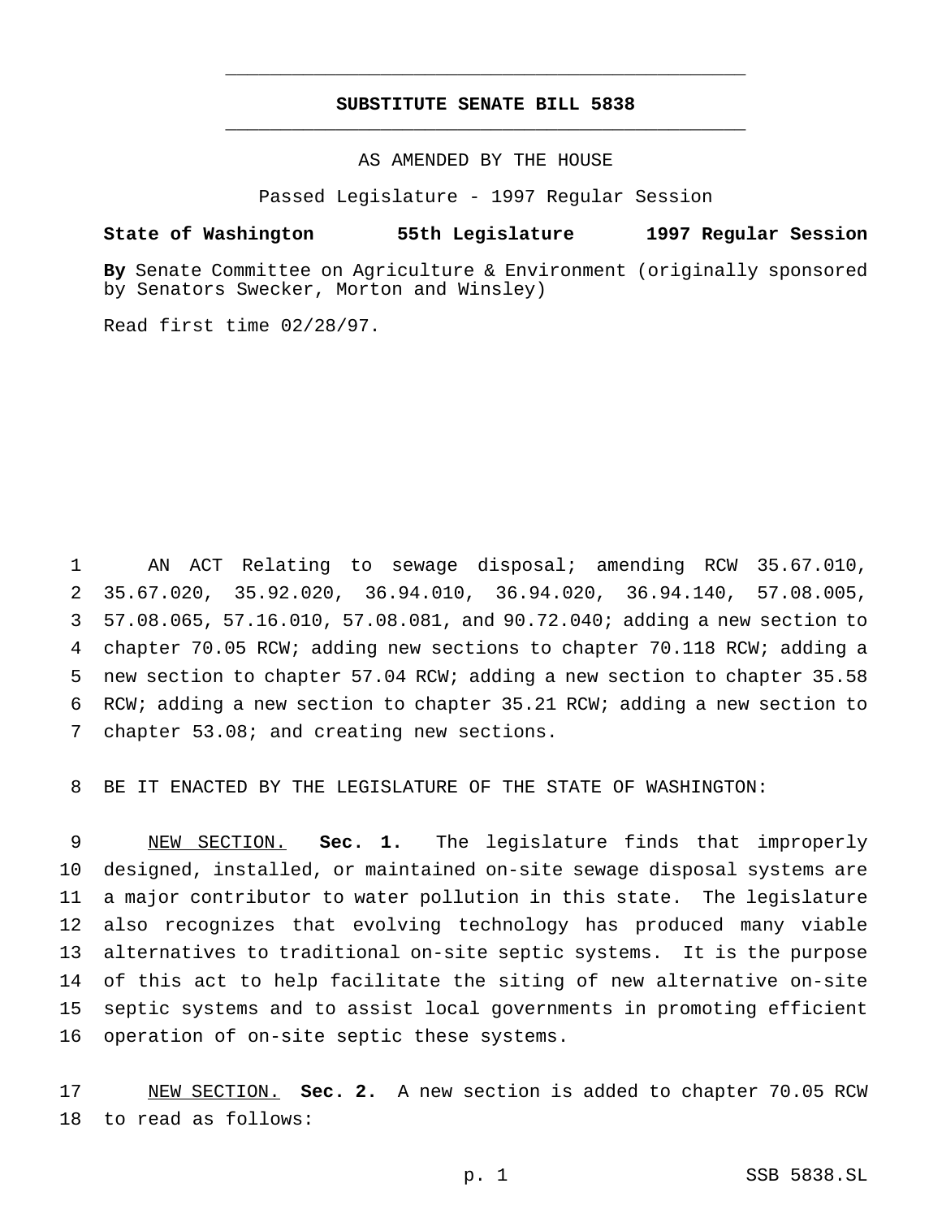# SUBSTITUTE SENATE BILL 5838

AS AMENDED BY THE HOUSE

Passed Legislature - 1997 Regular Session

**State of Washington 55th Legislature 1997 Regular Session**

**By** Senate Committee on Agriculture & Environment (originally sponsored by Senators Swecker, Morton and Winsley)

Read first time 02/28/97.

AN ACT Relating to sewage disposal; amending RCW 35.67.010, 35.67.020, 35.92.020, 36.94.010, 36.94.020, 36.94.140, 57.08.005, 57.08.065, 57.16.010, 57.08.081, and 90.72.040; adding a new section to chapter 70.05 RCW; adding new sections to chapter 70.118 RCW; adding a new section to chapter 57.04 RCW; adding a new section to chapter 35.58 RCW; adding a new section to chapter 35.21 RCW; adding a new section to chapter 53.08; and creating new sections.

BE IT ENACTED BY THE LEGISLATURE OF THE STATE OF WASHINGTON:

NEW SECTION. **Sec. 1.** The legislature finds that improperly designed, installed, or maintained on-site sewage disposal systems are a major contributor to water pollution in this state. The legislature also recognizes that evolving technology has produced many viable alternatives to traditional on-site septic systems. It is the purpose of this act to help facilitate the siting of new alternative on-site septic systems and to assist local governments in promoting efficient operation of on-site septic these systems.

NEW SECTION. **Sec. 2.** A new section is added to chapter 70.05 RCW to read as follows: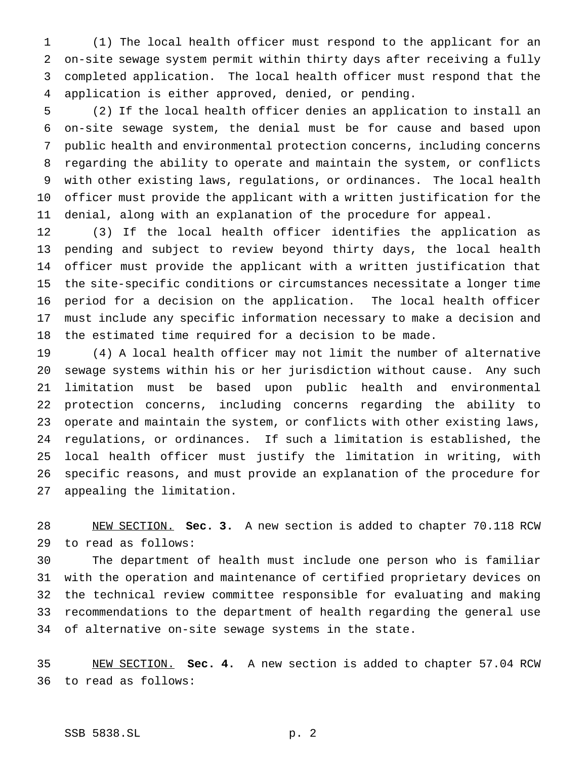(1) The local health officer must respond to the applicant for an on-site sewage system permit within thirty days after receiving a fully completed application. The local health officer must respond that the application is either approved, denied, or pending.

(2) If the local health officer denies an application to install an on-site sewage system, the denial must be for cause and based upon public health and environmental protection concerns, including concerns regarding the ability to operate and maintain the system, or conflicts with other existing laws, regulations, or ordinances. The local health officer must provide the applicant with a written justification for the denial, along with an explanation of the procedure for appeal.

(3) If the local health officer identifies the application as pending and subject to review beyond thirty days, the local health officer must provide the applicant with a written justification that the site-specific conditions or circumstances necessitate a longer time period for a decision on the application. The local health officer must include any specific information necessary to make a decision and the estimated time required for a decision to be made.

(4) A local health officer may not limit the number of alternative sewage systems within his or her jurisdiction without cause. Any such limitation must be based upon public health and environmental protection concerns, including concerns regarding the ability to operate and maintain the system, or conflicts with other existing laws, regulations, or ordinances. If such a limitation is established, the local health officer must justify the limitation in writing, with specific reasons, and must provide an explanation of the procedure for appealing the limitation.

NEW SECTION. **Sec. 3.** A new section is added to chapter 70.118 RCW to read as follows:

The department of health must include one person who is familiar with the operation and maintenance of certified proprietary devices on the technical review committee responsible for evaluating and making recommendations to the department of health regarding the general use of alternative on-site sewage systems in the state.

NEW SECTION. **Sec. 4.** A new section is added to chapter 57.04 RCW to read as follows: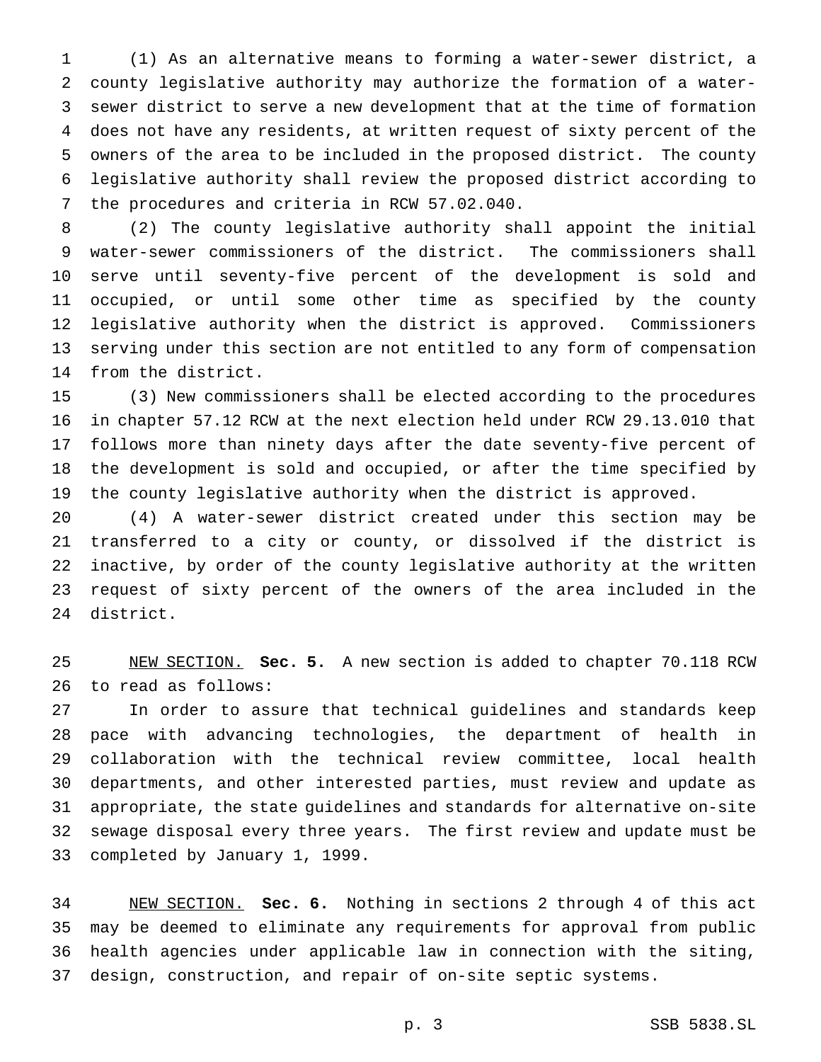(1) As an alternative means to forming a water-sewer district, a county legislative authority may authorize the formation of a water-sewer district to serve a new development that at the time of formation does not have any residents, at written request of sixty percent of the owners of the area to be included in the proposed district. The county legislative authority shall review the proposed district according to the procedures and criteria in RCW 57.02.040.

(2) The county legislative authority shall appoint the initial water-sewer commissioners of the district. The commissioners shall serve until seventy-five percent of the development is sold and occupied, or until some other time as specified by the county legislative authority when the district is approved. Commissioners serving under this section are not entitled to any form of compensation from the district.

(3) New commissioners shall be elected according to the procedures in chapter 57.12 RCW at the next election held under RCW 29.13.010 that follows more than ninety days after the date seventy-five percent of the development is sold and occupied, or after the time specified by the county legislative authority when the district is approved.

(4) A water-sewer district created under this section may be transferred to a city or county, or dissolved if the district is inactive, by order of the county legislative authority at the written request of sixty percent of the owners of the area included in the district.

NEW SECTION. **Sec. 5.** A new section is added to chapter 70.118 RCW to read as follows:

In order to assure that technical guidelines and standards keep pace with advancing technologies, the department of health in collaboration with the technical review committee, local health departments, and other interested parties, must review and update as appropriate, the state guidelines and standards for alternative on-site sewage disposal every three years. The first review and update must be completed by January 1, 1999.

NEW SECTION. **Sec. 6.** Nothing in sections 2 through 4 of this act may be deemed to eliminate any requirements for approval from public health agencies under applicable law in connection with the siting, design, construction, and repair of on-site septic systems.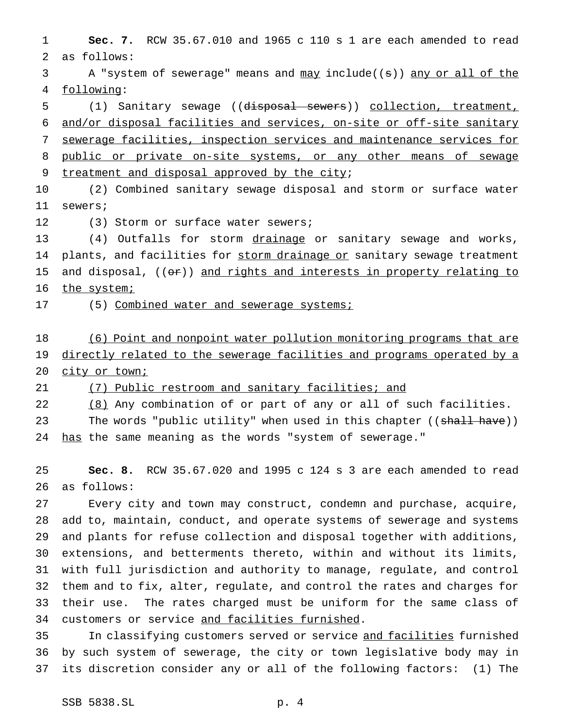**Sec. 7.** RCW 35.67.010 and 1965 c 110 s 1 are each amended to read as follows:

A "system of sewerage" means and may include((s)) any or all of the following:

(1) Sanitary sewage ((disposal sewers)) collection, treatment, and/or disposal facilities and services, on-site or off-site sanitary sewerage facilities, inspection services and maintenance services for public or private on-site systems, or any other means of sewage treatment and disposal approved by the city;

(2) Combined sanitary sewage disposal and storm or surface water sewers;

(3) Storm or surface water sewers;

(4) Outfalls for storm drainage or sanitary sewage and works, plants, and facilities for storm drainage or sanitary sewage treatment and disposal, ((or)) and rights and interests in property relating to the system;

(5) Combined water and sewerage systems;

(6) Point and nonpoint water pollution monitoring programs that are directly related to the sewerage facilities and programs operated by a city or town;

(7) Public restroom and sanitary facilities; and

(8) Any combination of or part of any or all of such facilities.

The words "public utility" when used in this chapter ((shall have)) has the same meaning as the words "system of sewerage."

**Sec. 8.** RCW 35.67.020 and 1995 c 124 s 3 are each amended to read as follows:

Every city and town may construct, condemn and purchase, acquire, add to, maintain, conduct, and operate systems of sewerage and systems and plants for refuse collection and disposal together with additions, extensions, and betterments thereto, within and without its limits, with full jurisdiction and authority to manage, regulate, and control them and to fix, alter, regulate, and control the rates and charges for their use. The rates charged must be uniform for the same class of customers or service and facilities furnished.

In classifying customers served or service and facilities furnished by such system of sewerage, the city or town legislative body may in its discretion consider any or all of the following factors: (1) The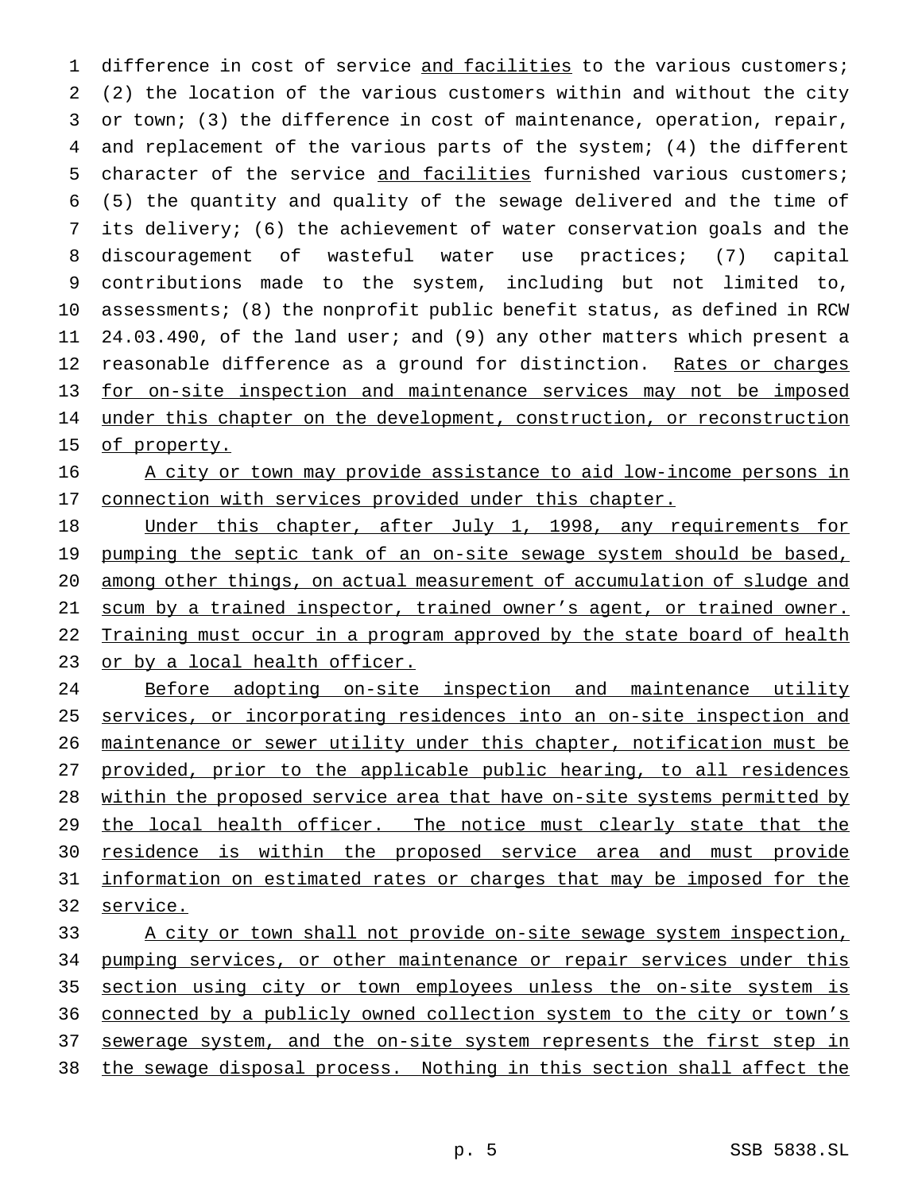difference in cost of service and facilities to the various customers; (2) the location of the various customers within and without the city or town; (3) the difference in cost of maintenance, operation, repair, and replacement of the various parts of the system; (4) the different character of the service and facilities furnished various customers; (5) the quantity and quality of the sewage delivered and the time of its delivery; (6) the achievement of water conservation goals and the discouragement of wasteful water use practices; (7) capital contributions made to the system, including but not limited to, assessments; (8) the nonprofit public benefit status, as defined in RCW 24.03.490, of the land user; and (9) any other matters which present a reasonable difference as a ground for distinction. Rates or charges for on-site inspection and maintenance services may not be imposed under this chapter on the development, construction, or reconstruction of property.

A city or town may provide assistance to aid low-income persons in connection with services provided under this chapter.

Under this chapter, after July 1, 1998, any requirements for pumping the septic tank of an on-site sewage system should be based, among other things, on actual measurement of accumulation of sludge and scum by a trained inspector, trained owner's agent, or trained owner. Training must occur in a program approved by the state board of health or by a local health officer.

Before adopting on-site inspection and maintenance utility services, or incorporating residences into an on-site inspection and maintenance or sewer utility under this chapter, notification must be provided, prior to the applicable public hearing, to all residences within the proposed service area that have on-site systems permitted by the local health officer. The notice must clearly state that the residence is within the proposed service area and must provide information on estimated rates or charges that may be imposed for the service.

A city or town shall not provide on-site sewage system inspection, pumping services, or other maintenance or repair services under this section using city or town employees unless the on-site system is connected by a publicly owned collection system to the city or town's sewerage system, and the on-site system represents the first step in the sewage disposal process. Nothing in this section shall affect the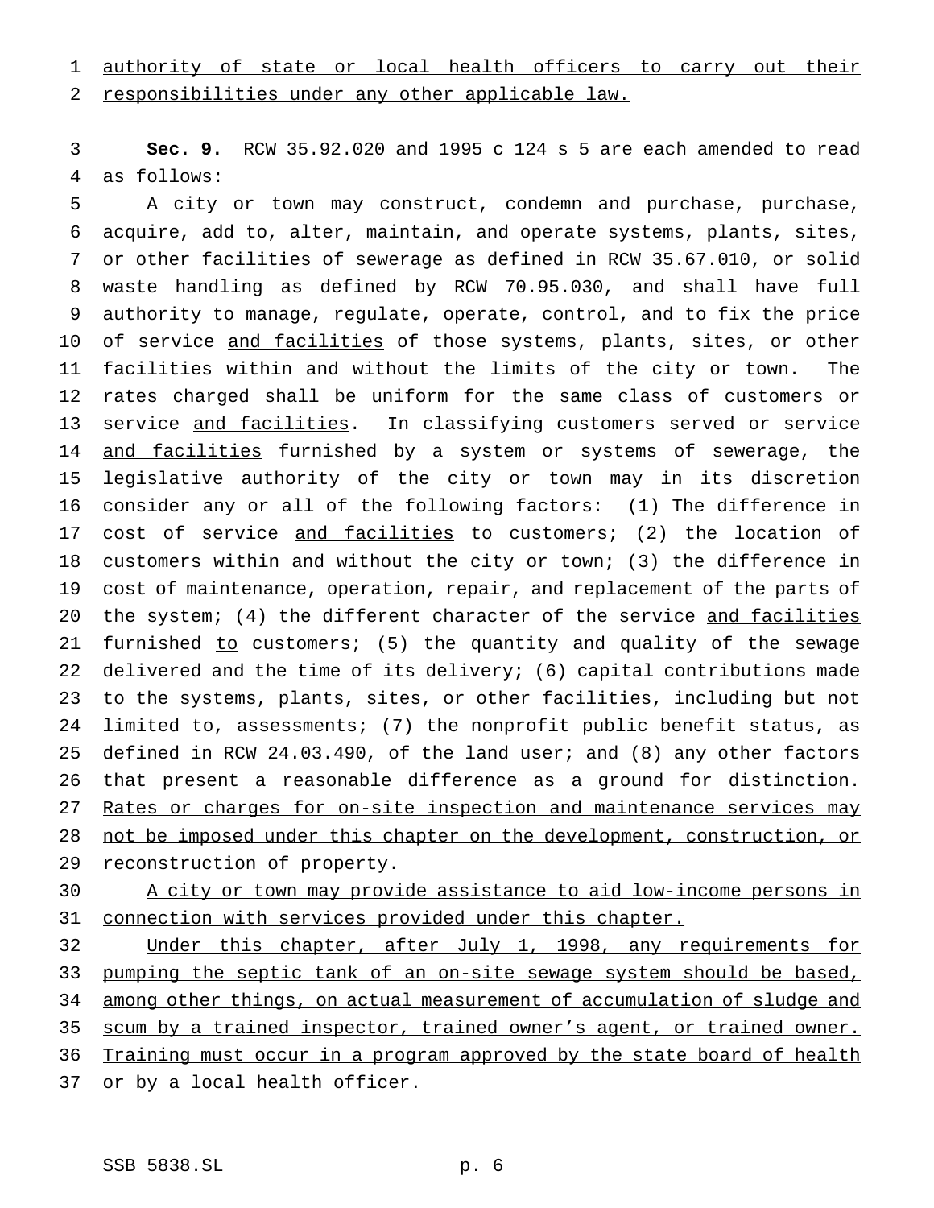authority of state or local health officers to carry out their responsibilities under any other applicable law.

**Sec. 9.** RCW 35.92.020 and 1995 c 124 s 5 are each amended to read as follows:

A city or town may construct, condemn and purchase, purchase, acquire, add to, alter, maintain, and operate systems, plants, sites, or other facilities of sewerage as defined in RCW 35.67.010, or solid waste handling as defined by RCW 70.95.030, and shall have full authority to manage, regulate, operate, control, and to fix the price of service and facilities of those systems, plants, sites, or other facilities within and without the limits of the city or town. The rates charged shall be uniform for the same class of customers or service and facilities. In classifying customers served or service and facilities furnished by a system or systems of sewerage, the legislative authority of the city or town may in its discretion consider any or all of the following factors: (1) The difference in cost of service and facilities to customers; (2) the location of customers within and without the city or town; (3) the difference in cost of maintenance, operation, repair, and replacement of the parts of the system; (4) the different character of the service and facilities furnished to customers; (5) the quantity and quality of the sewage delivered and the time of its delivery; (6) capital contributions made to the systems, plants, sites, or other facilities, including but not limited to, assessments; (7) the nonprofit public benefit status, as defined in RCW 24.03.490, of the land user; and (8) any other factors that present a reasonable difference as a ground for distinction. Rates or charges for on-site inspection and maintenance services may not be imposed under this chapter on the development, construction, or reconstruction of property.

A city or town may provide assistance to aid low-income persons in connection with services provided under this chapter.

Under this chapter, after July 1, 1998, any requirements for pumping the septic tank of an on-site sewage system should be based, among other things, on actual measurement of accumulation of sludge and scum by a trained inspector, trained owner's agent, or trained owner. Training must occur in a program approved by the state board of health or by a local health officer.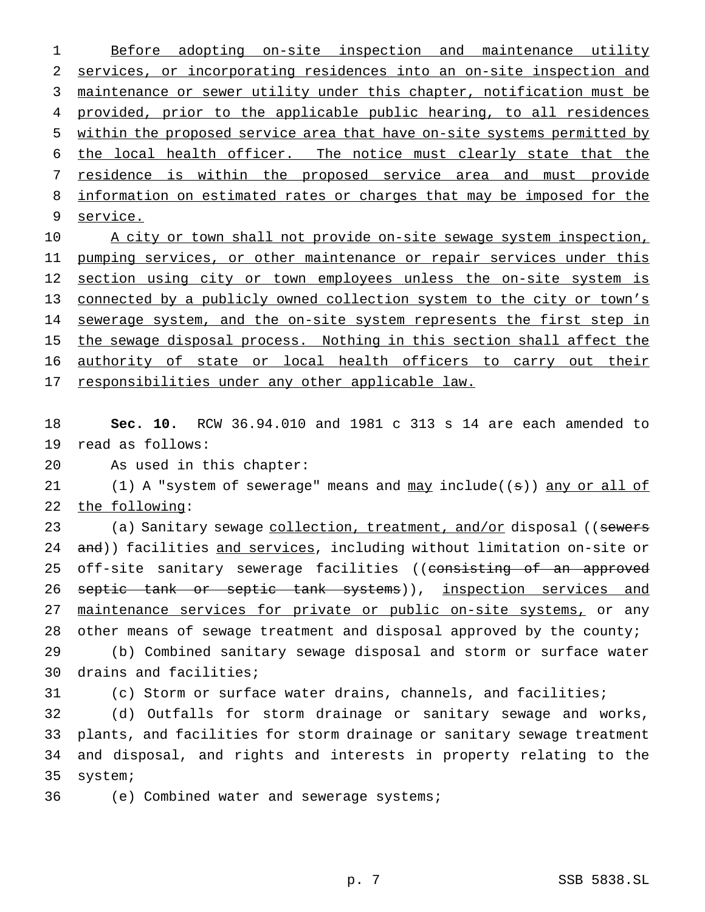Before adopting on-site inspection and maintenance utility services, or incorporating residences into an on-site inspection and maintenance or sewer utility under this chapter, notification must be provided, prior to the applicable public hearing, to all residences within the proposed service area that have on-site systems permitted by the local health officer. The notice must clearly state that the residence is within the proposed service area and must provide information on estimated rates or charges that may be imposed for the service.

A city or town shall not provide on-site sewage system inspection, pumping services, or other maintenance or repair services under this section using city or town employees unless the on-site system is connected by a publicly owned collection system to the city or town's sewerage system, and the on-site system represents the first step in the sewage disposal process. Nothing in this section shall affect the authority of state or local health officers to carry out their responsibilities under any other applicable law.

**Sec. 10.** RCW 36.94.010 and 1981 c 313 s 14 are each amended to read as follows:

As used in this chapter:

(1) A "system of sewerage" means and may include((s)) any or all of the following:

(a) Sanitary sewage collection, treatment, and/or disposal ((sewers and)) facilities and services, including without limitation on-site or off-site sanitary sewerage facilities ((consisting of an approved septic tank or septic tank systems)), inspection services and maintenance services for private or public on-site systems, or any other means of sewage treatment and disposal approved by the county;

(b) Combined sanitary sewage disposal and storm or surface water drains and facilities;

(c) Storm or surface water drains, channels, and facilities;

(d) Outfalls for storm drainage or sanitary sewage and works, plants, and facilities for storm drainage or sanitary sewage treatment and disposal, and rights and interests in property relating to the system;

(e) Combined water and sewerage systems;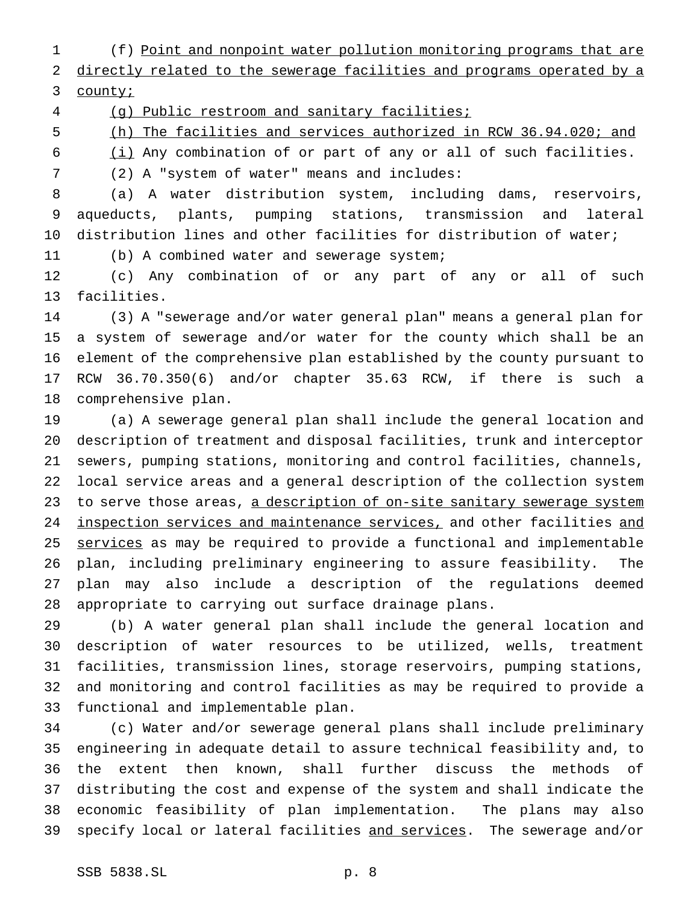(f) Point and nonpoint water pollution monitoring programs that are directly related to the sewerage facilities and programs operated by a county;

(g) Public restroom and sanitary facilities;

(h) The facilities and services authorized in RCW 36.94.020; and

(i) Any combination of or part of any or all of such facilities.

(2) A "system of water" means and includes:

(a) A water distribution system, including dams, reservoirs, aqueducts, plants, pumping stations, transmission and lateral distribution lines and other facilities for distribution of water;

(b) A combined water and sewerage system;

(c) Any combination of or any part of any or all of such facilities.

(3) A "sewerage and/or water general plan" means a general plan for a system of sewerage and/or water for the county which shall be an element of the comprehensive plan established by the county pursuant to RCW 36.70.350(6) and/or chapter 35.63 RCW, if there is such a comprehensive plan.

(a) A sewerage general plan shall include the general location and description of treatment and disposal facilities, trunk and interceptor sewers, pumping stations, monitoring and control facilities, channels, local service areas and a general description of the collection system to serve those areas, a description of on-site sanitary sewerage system inspection services and maintenance services, and other facilities and services as may be required to provide a functional and implementable plan, including preliminary engineering to assure feasibility. The plan may also include a description of the regulations deemed appropriate to carrying out surface drainage plans.

(b) A water general plan shall include the general location and description of water resources to be utilized, wells, treatment facilities, transmission lines, storage reservoirs, pumping stations, and monitoring and control facilities as may be required to provide a functional and implementable plan.

(c) Water and/or sewerage general plans shall include preliminary engineering in adequate detail to assure technical feasibility and, to the extent then known, shall further discuss the methods of distributing the cost and expense of the system and shall indicate the economic feasibility of plan implementation. The plans may also specify local or lateral facilities and services. The sewerage and/or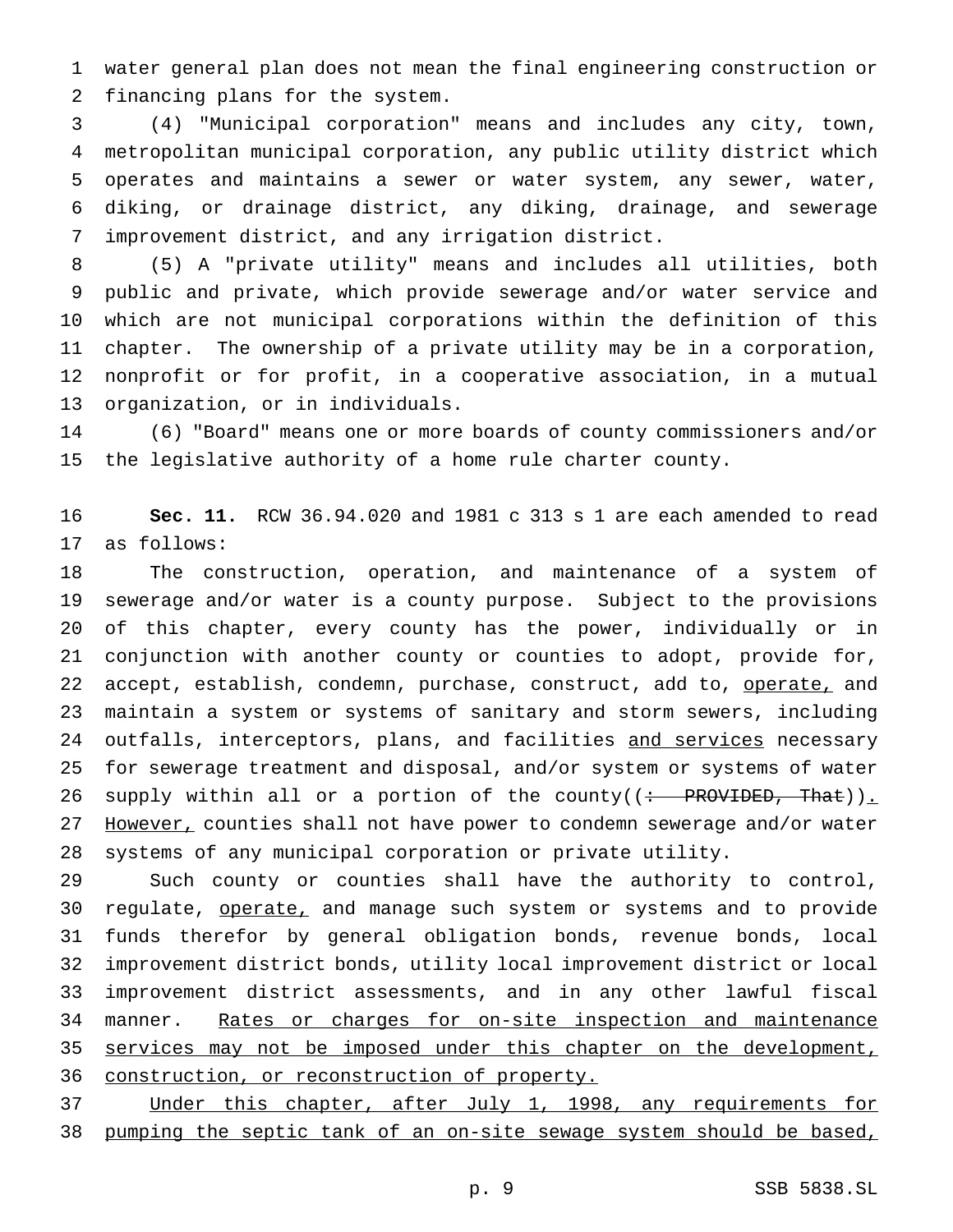water general plan does not mean the final engineering construction or financing plans for the system.

(4) "Municipal corporation" means and includes any city, town, metropolitan municipal corporation, any public utility district which operates and maintains a sewer or water system, any sewer, water, diking, or drainage district, any diking, drainage, and sewerage improvement district, and any irrigation district.

(5) A "private utility" means and includes all utilities, both public and private, which provide sewerage and/or water service and which are not municipal corporations within the definition of this chapter. The ownership of a private utility may be in a corporation, nonprofit or for profit, in a cooperative association, in a mutual organization, or in individuals.

(6) "Board" means one or more boards of county commissioners and/or the legislative authority of a home rule charter county.

**Sec. 11.** RCW 36.94.020 and 1981 c 313 s 1 are each amended to read as follows:

The construction, operation, and maintenance of a system of sewerage and/or water is a county purpose. Subject to the provisions of this chapter, every county has the power, individually or in conjunction with another county or counties to adopt, provide for, accept, establish, condemn, purchase, construct, add to, operate, and maintain a system or systems of sanitary and storm sewers, including outfalls, interceptors, plans, and facilities and services necessary for sewerage treatment and disposal, and/or system or systems of water supply within all or a portion of the county((: PROVIDED, That)). However, counties shall not have power to condemn sewerage and/or water systems of any municipal corporation or private utility.

Such county or counties shall have the authority to control, regulate, operate, and manage such system or systems and to provide funds therefor by general obligation bonds, revenue bonds, local improvement district bonds, utility local improvement district or local improvement district assessments, and in any other lawful fiscal manner. Rates or charges for on-site inspection and maintenance services may not be imposed under this chapter on the development, construction, or reconstruction of property.

Under this chapter, after July 1, 1998, any requirements for pumping the septic tank of an on-site sewage system should be based,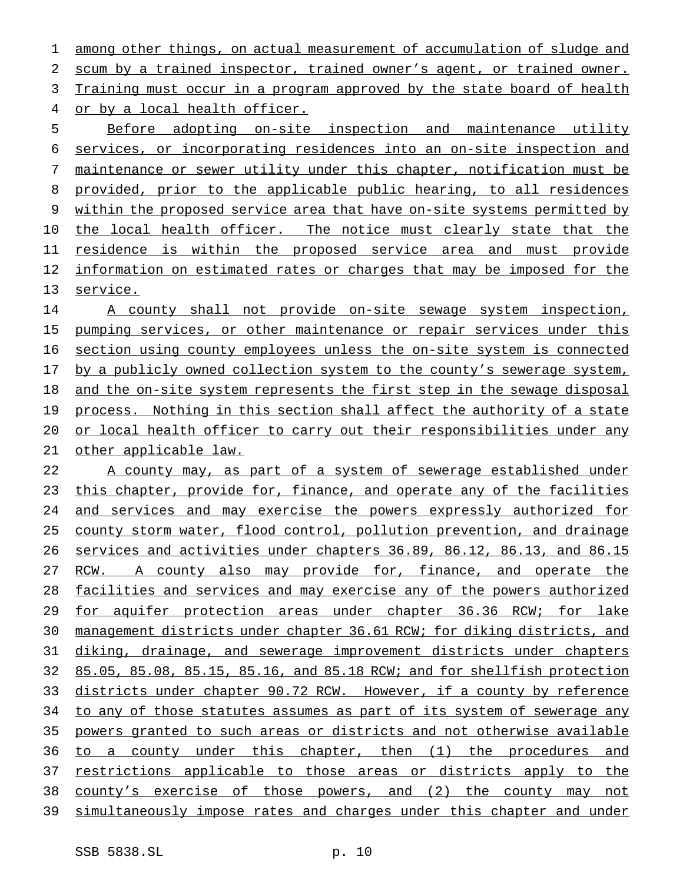among other things, on actual measurement of accumulation of sludge and scum by a trained inspector, trained owner's agent, or trained owner. Training must occur in a program approved by the state board of health or by a local health officer.

Before adopting on-site inspection and maintenance utility services, or incorporating residences into an on-site inspection and maintenance or sewer utility under this chapter, notification must be provided, prior to the applicable public hearing, to all residences within the proposed service area that have on-site systems permitted by the local health officer. The notice must clearly state that the residence is within the proposed service area and must provide information on estimated rates or charges that may be imposed for the service.

A county shall not provide on-site sewage system inspection, pumping services, or other maintenance or repair services under this section using county employees unless the on-site system is connected by a publicly owned collection system to the county's sewerage system, and the on-site system represents the first step in the sewage disposal process. Nothing in this section shall affect the authority of a state or local health officer to carry out their responsibilities under any other applicable law.

A county may, as part of a system of sewerage established under this chapter, provide for, finance, and operate any of the facilities and services and may exercise the powers expressly authorized for county storm water, flood control, pollution prevention, and drainage services and activities under chapters 36.89, 86.12, 86.13, and 86.15 RCW. A county also may provide for, finance, and operate the facilities and services and may exercise any of the powers authorized for aquifer protection areas under chapter 36.36 RCW; for lake management districts under chapter 36.61 RCW; for diking districts, and diking, drainage, and sewerage improvement districts under chapters 85.05, 85.08, 85.15, 85.16, and 85.18 RCW; and for shellfish protection districts under chapter 90.72 RCW. However, if a county by reference to any of those statutes assumes as part of its system of sewerage any powers granted to such areas or districts and not otherwise available to a county under this chapter, then (1) the procedures and restrictions applicable to those areas or districts apply to the county's exercise of those powers, and (2) the county may not simultaneously impose rates and charges under this chapter and under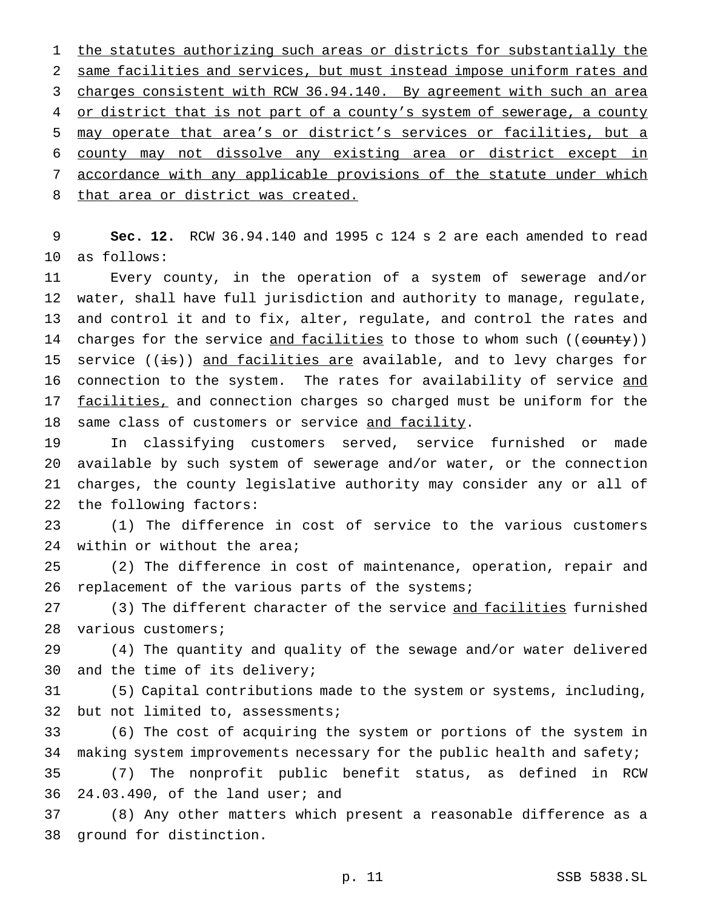the statutes authorizing such areas or districts for substantially the same facilities and services, but must instead impose uniform rates and charges consistent with RCW 36.94.140. By agreement with such an area or district that is not part of a county's system of sewerage, a county may operate that area's or district's services or facilities, but a county may not dissolve any existing area or district except in accordance with any applicable provisions of the statute under which that area or district was created.

**Sec. 12.** RCW 36.94.140 and 1995 c 124 s 2 are each amended to read as follows:

Every county, in the operation of a system of sewerage and/or water, shall have full jurisdiction and authority to manage, regulate, and control it and to fix, alter, regulate, and control the rates and charges for the service and facilities to those to whom such ((county)) service ((is)) and facilities are available, and to levy charges for connection to the system. The rates for availability of service and facilities, and connection charges so charged must be uniform for the same class of customers or service and facility.

In classifying customers served, service furnished or made available by such system of sewerage and/or water, or the connection charges, the county legislative authority may consider any or all of the following factors:

(1) The difference in cost of service to the various customers within or without the area;

(2) The difference in cost of maintenance, operation, repair and replacement of the various parts of the systems;

(3) The different character of the service and facilities furnished various customers;

(4) The quantity and quality of the sewage and/or water delivered and the time of its delivery;

(5) Capital contributions made to the system or systems, including, but not limited to, assessments;

(6) The cost of acquiring the system or portions of the system in making system improvements necessary for the public health and safety;

(7) The nonprofit public benefit status, as defined in RCW 24.03.490, of the land user; and

(8) Any other matters which present a reasonable difference as a ground for distinction.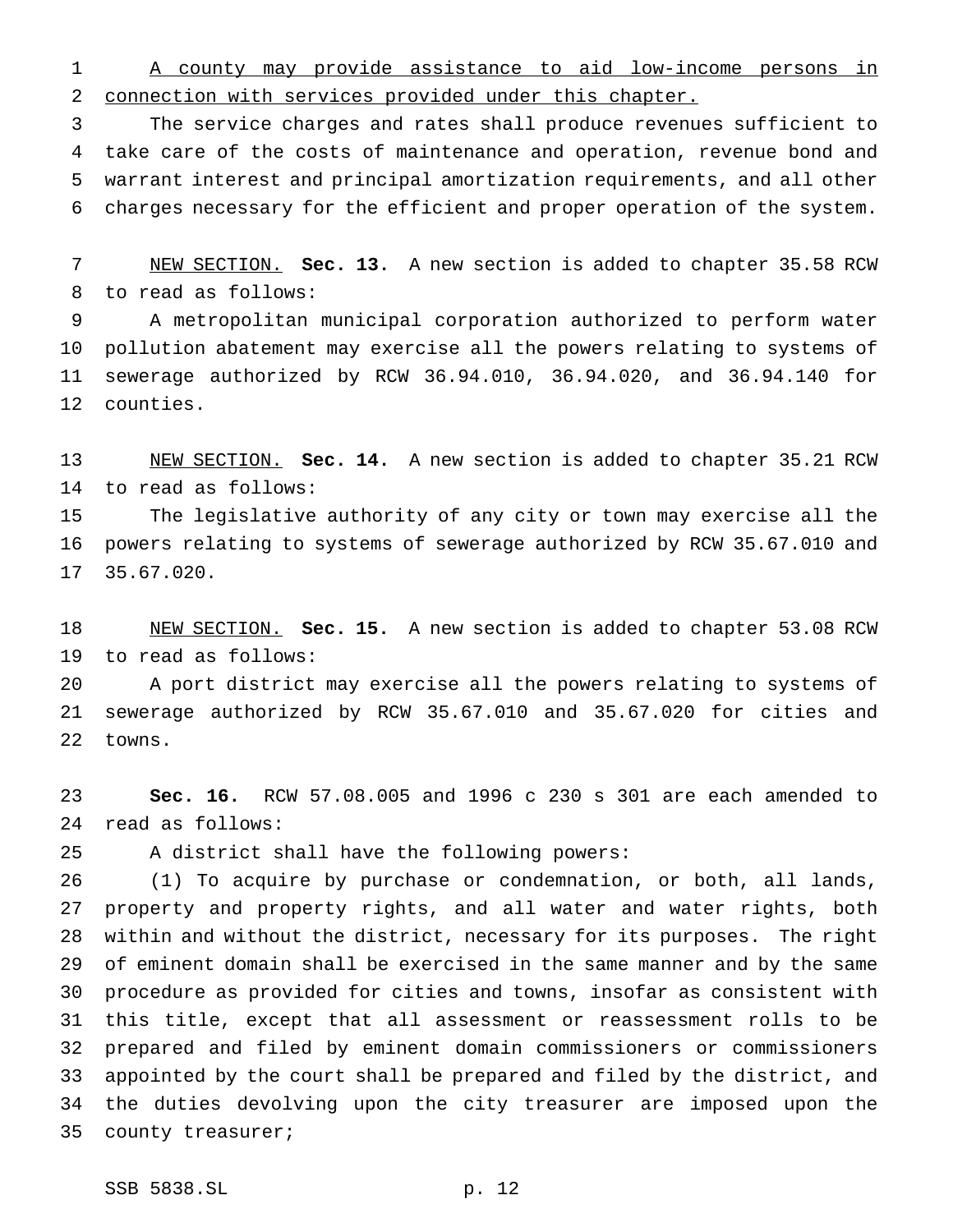A county may provide assistance to aid low-income persons in connection with services provided under this chapter.

The service charges and rates shall produce revenues sufficient to take care of the costs of maintenance and operation, revenue bond and warrant interest and principal amortization requirements, and all other charges necessary for the efficient and proper operation of the system.

NEW SECTION. **Sec. 13.** A new section is added to chapter 35.58 RCW to read as follows:

A metropolitan municipal corporation authorized to perform water pollution abatement may exercise all the powers relating to systems of sewerage authorized by RCW 36.94.010, 36.94.020, and 36.94.140 for counties.

NEW SECTION. **Sec. 14.** A new section is added to chapter 35.21 RCW to read as follows:

The legislative authority of any city or town may exercise all the powers relating to systems of sewerage authorized by RCW 35.67.010 and 35.67.020.

NEW SECTION. **Sec. 15.** A new section is added to chapter 53.08 RCW to read as follows:

A port district may exercise all the powers relating to systems of sewerage authorized by RCW 35.67.010 and 35.67.020 for cities and towns.

**Sec. 16.** RCW 57.08.005 and 1996 c 230 s 301 are each amended to read as follows:

A district shall have the following powers:

(1) To acquire by purchase or condemnation, or both, all lands, property and property rights, and all water and water rights, both within and without the district, necessary for its purposes. The right of eminent domain shall be exercised in the same manner and by the same procedure as provided for cities and towns, insofar as consistent with this title, except that all assessment or reassessment rolls to be prepared and filed by eminent domain commissioners or commissioners appointed by the court shall be prepared and filed by the district, and the duties devolving upon the city treasurer are imposed upon the county treasurer;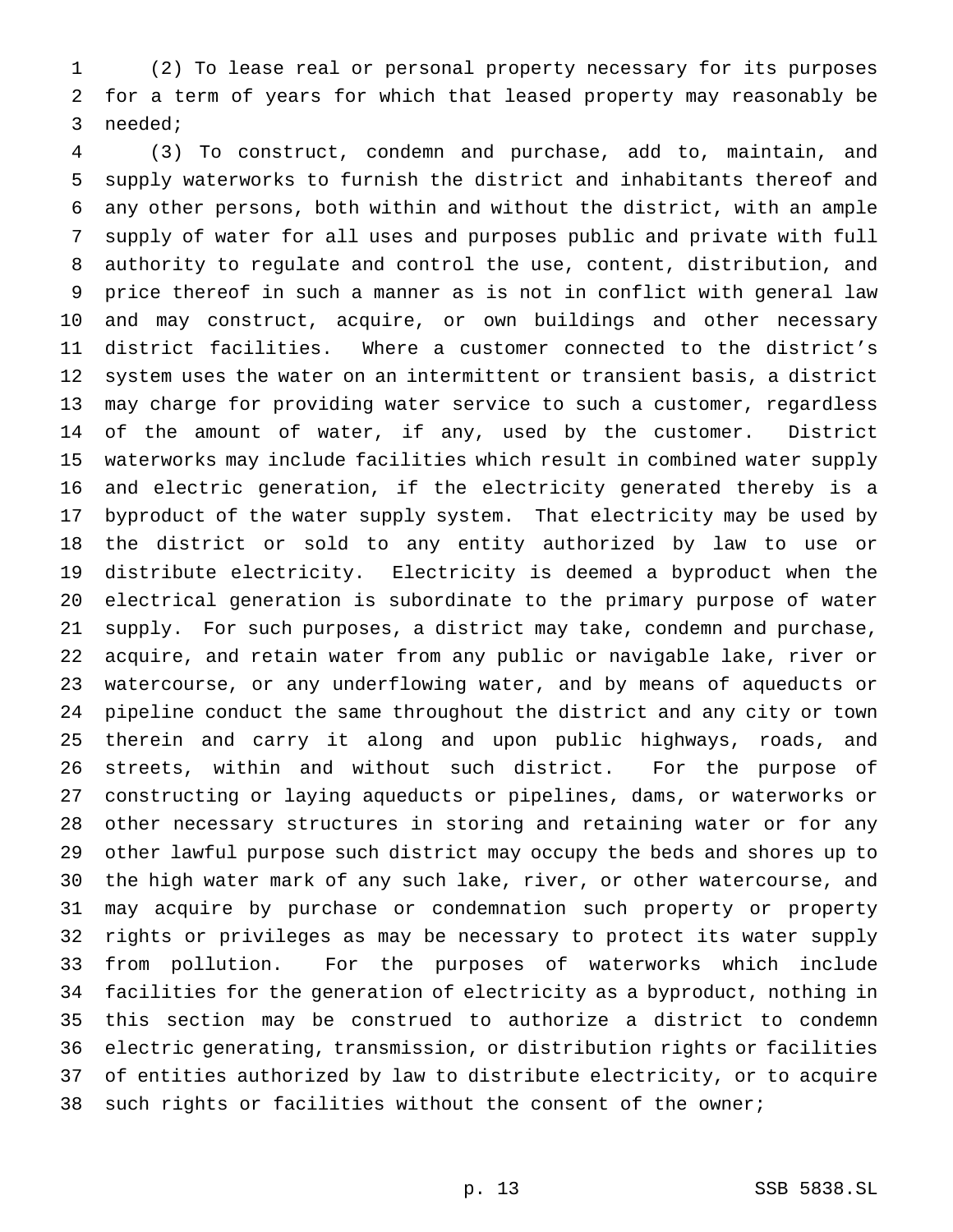(2) To lease real or personal property necessary for its purposes for a term of years for which that leased property may reasonably be needed;

(3) To construct, condemn and purchase, add to, maintain, and supply waterworks to furnish the district and inhabitants thereof and any other persons, both within and without the district, with an ample supply of water for all uses and purposes public and private with full authority to regulate and control the use, content, distribution, and price thereof in such a manner as is not in conflict with general law and may construct, acquire, or own buildings and other necessary district facilities. Where a customer connected to the district's system uses the water on an intermittent or transient basis, a district may charge for providing water service to such a customer, regardless of the amount of water, if any, used by the customer. District waterworks may include facilities which result in combined water supply and electric generation, if the electricity generated thereby is a byproduct of the water supply system. That electricity may be used by the district or sold to any entity authorized by law to use or distribute electricity. Electricity is deemed a byproduct when the electrical generation is subordinate to the primary purpose of water supply. For such purposes, a district may take, condemn and purchase, acquire, and retain water from any public or navigable lake, river or watercourse, or any underflowing water, and by means of aqueducts or pipeline conduct the same throughout the district and any city or town therein and carry it along and upon public highways, roads, and streets, within and without such district. For the purpose of constructing or laying aqueducts or pipelines, dams, or waterworks or other necessary structures in storing and retaining water or for any other lawful purpose such district may occupy the beds and shores up to the high water mark of any such lake, river, or other watercourse, and may acquire by purchase or condemnation such property or property rights or privileges as may be necessary to protect its water supply from pollution. For the purposes of waterworks which include facilities for the generation of electricity as a byproduct, nothing in this section may be construed to authorize a district to condemn electric generating, transmission, or distribution rights or facilities of entities authorized by law to distribute electricity, or to acquire such rights or facilities without the consent of the owner;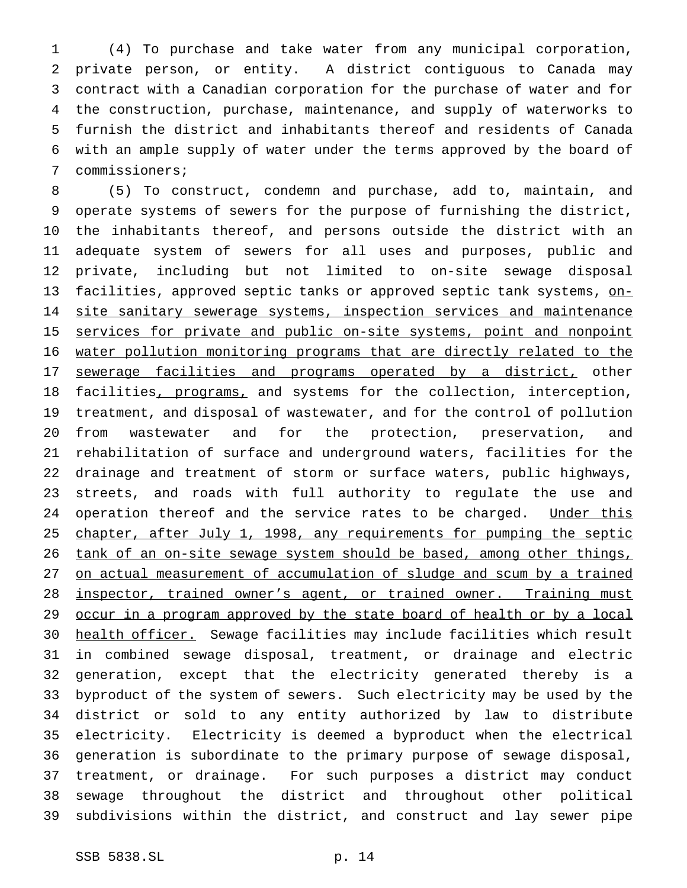(4) To purchase and take water from any municipal corporation, private person, or entity. A district contiguous to Canada may contract with a Canadian corporation for the purchase of water and for the construction, purchase, maintenance, and supply of waterworks to furnish the district and inhabitants thereof and residents of Canada with an ample supply of water under the terms approved by the board of commissioners;

(5) To construct, condemn and purchase, add to, maintain, and operate systems of sewers for the purpose of furnishing the district, the inhabitants thereof, and persons outside the district with an adequate system of sewers for all uses and purposes, public and private, including but not limited to on-site sewage disposal facilities, approved septic tanks or approved septic tank systems, <u>on-site sanitary sewerage systems, inspection services and maintenance services for private and public on-site systems, point and nonpoint water pollution monitoring programs that are directly related to the sewerage facilities and programs operated by a district,</u> other facilities<u>, programs,</u> and systems for the collection, interception, treatment, and disposal of wastewater, and for the control of pollution from wastewater and for the protection, preservation, and rehabilitation of surface and underground waters, facilities for the drainage and treatment of storm or surface waters, public highways, streets, and roads with full authority to regulate the use and operation thereof and the service rates to be charged. <u>Under this chapter, after July 1, 1998, any requirements for pumping the septic tank of an on-site sewage system should be based, among other things, on actual measurement of accumulation of sludge and scum by a trained inspector, trained owner's agent, or trained owner. Training must occur in a program approved by the state board of health or by a local health officer.</u> Sewage facilities may include facilities which result in combined sewage disposal, treatment, or drainage and electric generation, except that the electricity generated thereby is a byproduct of the system of sewers. Such electricity may be used by the district or sold to any entity authorized by law to distribute electricity. Electricity is deemed a byproduct when the electrical generation is subordinate to the primary purpose of sewage disposal, treatment, or drainage. For such purposes a district may conduct sewage throughout the district and throughout other political subdivisions within the district, and construct and lay sewer pipe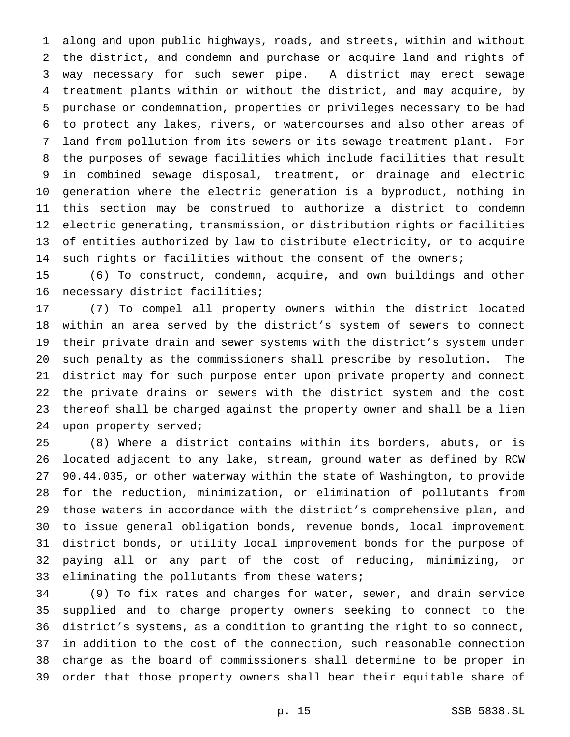along and upon public highways, roads, and streets, within and without the district, and condemn and purchase or acquire land and rights of way necessary for such sewer pipe. A district may erect sewage treatment plants within or without the district, and may acquire, by purchase or condemnation, properties or privileges necessary to be had to protect any lakes, rivers, or watercourses and also other areas of land from pollution from its sewers or its sewage treatment plant. For the purposes of sewage facilities which include facilities that result in combined sewage disposal, treatment, or drainage and electric generation where the electric generation is a byproduct, nothing in this section may be construed to authorize a district to condemn electric generating, transmission, or distribution rights or facilities of entities authorized by law to distribute electricity, or to acquire such rights or facilities without the consent of the owners;

(6) To construct, condemn, acquire, and own buildings and other necessary district facilities;

(7) To compel all property owners within the district located within an area served by the district's system of sewers to connect their private drain and sewer systems with the district's system under such penalty as the commissioners shall prescribe by resolution. The district may for such purpose enter upon private property and connect the private drains or sewers with the district system and the cost thereof shall be charged against the property owner and shall be a lien upon property served;

(8) Where a district contains within its borders, abuts, or is located adjacent to any lake, stream, ground water as defined by RCW 90.44.035, or other waterway within the state of Washington, to provide for the reduction, minimization, or elimination of pollutants from those waters in accordance with the district's comprehensive plan, and to issue general obligation bonds, revenue bonds, local improvement district bonds, or utility local improvement bonds for the purpose of paying all or any part of the cost of reducing, minimizing, or eliminating the pollutants from these waters;

(9) To fix rates and charges for water, sewer, and drain service supplied and to charge property owners seeking to connect to the district's systems, as a condition to granting the right to so connect, in addition to the cost of the connection, such reasonable connection charge as the board of commissioners shall determine to be proper in order that those property owners shall bear their equitable share of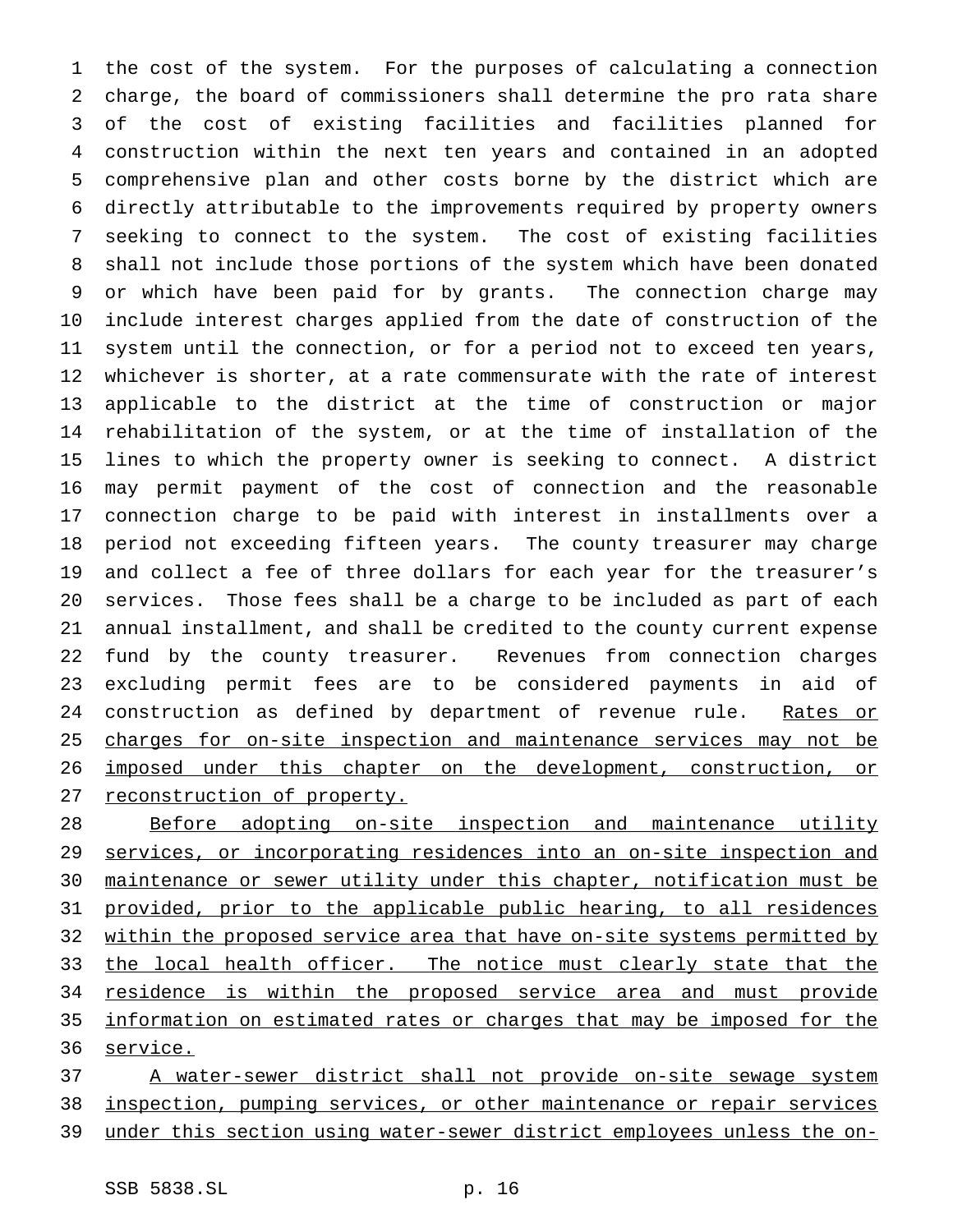the cost of the system. For the purposes of calculating a connection charge, the board of commissioners shall determine the pro rata share of the cost of existing facilities and facilities planned for construction within the next ten years and contained in an adopted comprehensive plan and other costs borne by the district which are directly attributable to the improvements required by property owners seeking to connect to the system. The cost of existing facilities shall not include those portions of the system which have been donated or which have been paid for by grants. The connection charge may include interest charges applied from the date of construction of the system until the connection, or for a period not to exceed ten years, whichever is shorter, at a rate commensurate with the rate of interest applicable to the district at the time of construction or major rehabilitation of the system, or at the time of installation of the lines to which the property owner is seeking to connect. A district may permit payment of the cost of connection and the reasonable connection charge to be paid with interest in installments over a period not exceeding fifteen years. The county treasurer may charge and collect a fee of three dollars for each year for the treasurer's services. Those fees shall be a charge to be included as part of each annual installment, and shall be credited to the county current expense fund by the county treasurer. Revenues from connection charges excluding permit fees are to be considered payments in aid of construction as defined by department of revenue rule. <u>Rates or charges for on-site inspection and maintenance services may not be imposed under this chapter on the development, construction, or reconstruction of property.</u>

<u>Before adopting on-site inspection and maintenance utility services, or incorporating residences into an on-site inspection and maintenance or sewer utility under this chapter, notification must be provided, prior to the applicable public hearing, to all residences within the proposed service area that have on-site systems permitted by the local health officer. The notice must clearly state that the residence is within the proposed service area and must provide information on estimated rates or charges that may be imposed for the service.</u>

<u>A water-sewer district shall not provide on-site sewage system inspection, pumping services, or other maintenance or repair services under this section using water-sewer district employees unless the on-</u>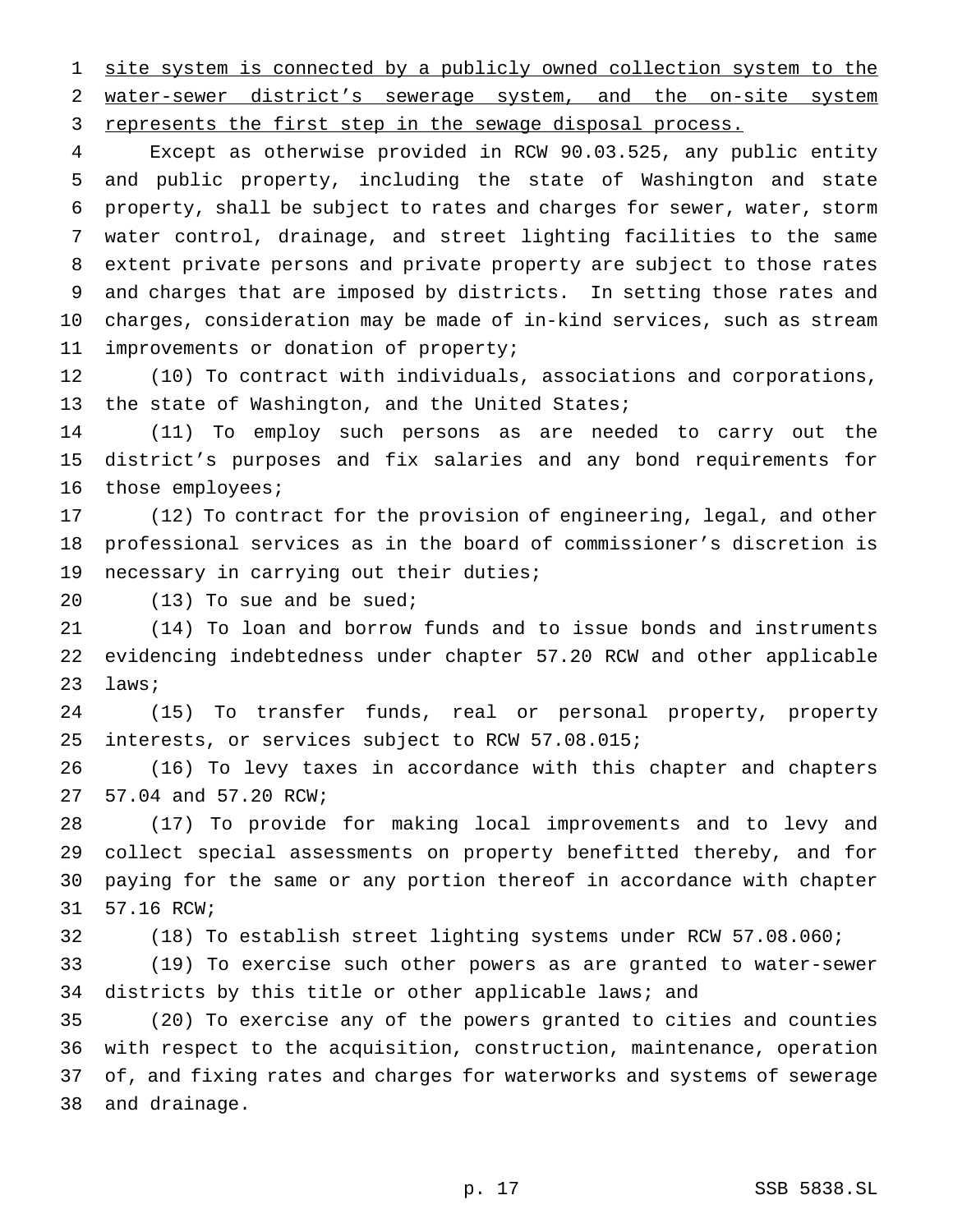site system is connected by a publicly owned collection system to the water-sewer district's sewerage system, and the on-site system represents the first step in the sewage disposal process.

Except as otherwise provided in RCW 90.03.525, any public entity and public property, including the state of Washington and state property, shall be subject to rates and charges for sewer, water, storm water control, drainage, and street lighting facilities to the same extent private persons and private property are subject to those rates and charges that are imposed by districts. In setting those rates and charges, consideration may be made of in-kind services, such as stream improvements or donation of property;

(10) To contract with individuals, associations and corporations, the state of Washington, and the United States;

(11) To employ such persons as are needed to carry out the district's purposes and fix salaries and any bond requirements for those employees;

(12) To contract for the provision of engineering, legal, and other professional services as in the board of commissioner's discretion is necessary in carrying out their duties;

(13) To sue and be sued;

(14) To loan and borrow funds and to issue bonds and instruments evidencing indebtedness under chapter 57.20 RCW and other applicable laws;

(15) To transfer funds, real or personal property, property interests, or services subject to RCW 57.08.015;

(16) To levy taxes in accordance with this chapter and chapters 57.04 and 57.20 RCW;

(17) To provide for making local improvements and to levy and collect special assessments on property benefitted thereby, and for paying for the same or any portion thereof in accordance with chapter 57.16 RCW;

(18) To establish street lighting systems under RCW 57.08.060;

(19) To exercise such other powers as are granted to water-sewer districts by this title or other applicable laws; and

(20) To exercise any of the powers granted to cities and counties with respect to the acquisition, construction, maintenance, operation of, and fixing rates and charges for waterworks and systems of sewerage and drainage.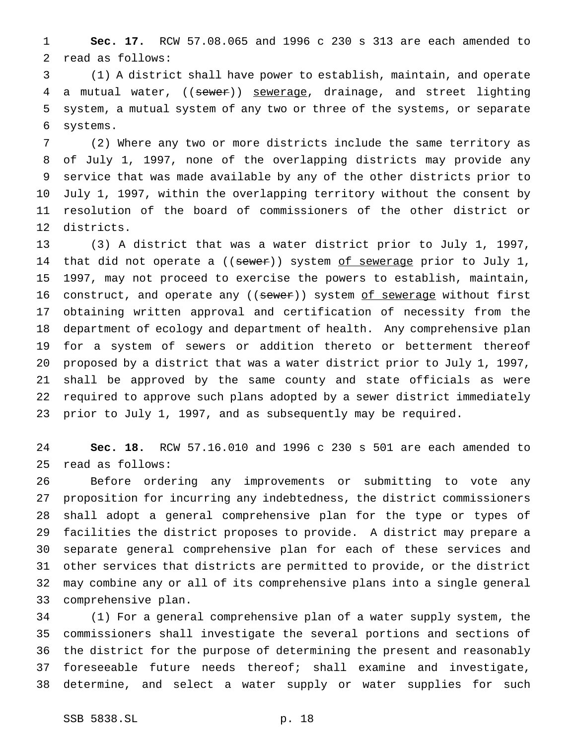**Sec. 17.** RCW 57.08.065 and 1996 c 230 s 313 are each amended to read as follows:

(1) A district shall have power to establish, maintain, and operate a mutual water, ((~~sewer~~)) <u>sewerage</u>, drainage, and street lighting system, a mutual system of any two or three of the systems, or separate systems.

(2) Where any two or more districts include the same territory as of July 1, 1997, none of the overlapping districts may provide any service that was made available by any of the other districts prior to July 1, 1997, within the overlapping territory without the consent by resolution of the board of commissioners of the other district or districts.

(3) A district that was a water district prior to July 1, 1997, that did not operate a ((~~sewer~~)) system <u>of sewerage</u> prior to July 1, 1997, may not proceed to exercise the powers to establish, maintain, construct, and operate any ((~~sewer~~)) system <u>of sewerage</u> without first obtaining written approval and certification of necessity from the department of ecology and department of health. Any comprehensive plan for a system of sewers or addition thereto or betterment thereof proposed by a district that was a water district prior to July 1, 1997, shall be approved by the same county and state officials as were required to approve such plans adopted by a sewer district immediately prior to July 1, 1997, and as subsequently may be required.

**Sec. 18.** RCW 57.16.010 and 1996 c 230 s 501 are each amended to read as follows:

Before ordering any improvements or submitting to vote any proposition for incurring any indebtedness, the district commissioners shall adopt a general comprehensive plan for the type or types of facilities the district proposes to provide. A district may prepare a separate general comprehensive plan for each of these services and other services that districts are permitted to provide, or the district may combine any or all of its comprehensive plans into a single general comprehensive plan.

(1) For a general comprehensive plan of a water supply system, the commissioners shall investigate the several portions and sections of the district for the purpose of determining the present and reasonably foreseeable future needs thereof; shall examine and investigate, determine, and select a water supply or water supplies for such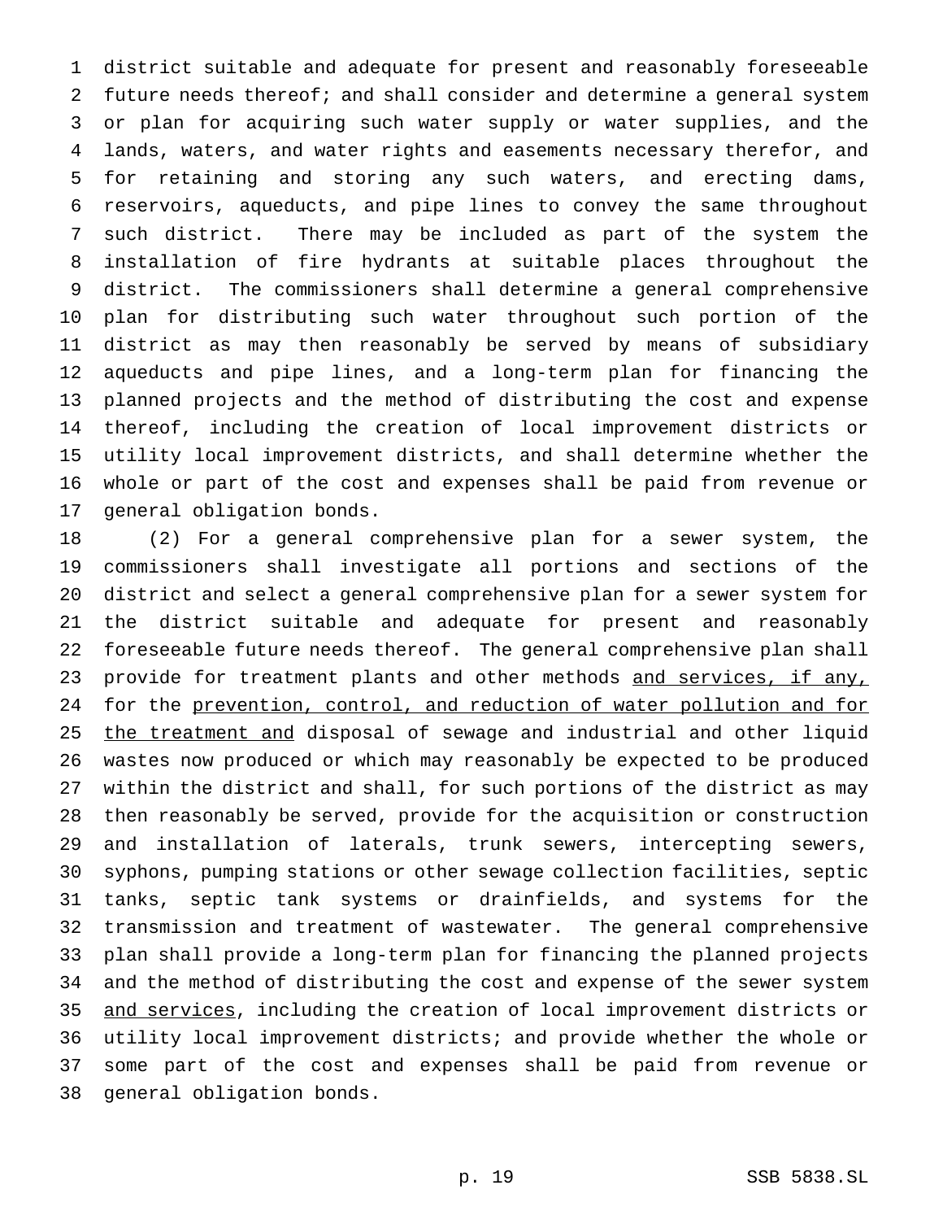district suitable and adequate for present and reasonably foreseeable future needs thereof; and shall consider and determine a general system or plan for acquiring such water supply or water supplies, and the lands, waters, and water rights and easements necessary therefor, and for retaining and storing any such waters, and erecting dams, reservoirs, aqueducts, and pipe lines to convey the same throughout such district. There may be included as part of the system the installation of fire hydrants at suitable places throughout the district. The commissioners shall determine a general comprehensive plan for distributing such water throughout such portion of the district as may then reasonably be served by means of subsidiary aqueducts and pipe lines, and a long-term plan for financing the planned projects and the method of distributing the cost and expense thereof, including the creation of local improvement districts or utility local improvement districts, and shall determine whether the whole or part of the cost and expenses shall be paid from revenue or general obligation bonds.

(2) For a general comprehensive plan for a sewer system, the commissioners shall investigate all portions and sections of the district and select a general comprehensive plan for a sewer system for the district suitable and adequate for present and reasonably foreseeable future needs thereof. The general comprehensive plan shall provide for treatment plants and other methods <u>and services, if any,</u> for the <u>prevention, control, and reduction of water pollution and for the treatment and</u> disposal of sewage and industrial and other liquid wastes now produced or which may reasonably be expected to be produced within the district and shall, for such portions of the district as may then reasonably be served, provide for the acquisition or construction and installation of laterals, trunk sewers, intercepting sewers, syphons, pumping stations or other sewage collection facilities, septic tanks, septic tank systems or drainfields, and systems for the transmission and treatment of wastewater. The general comprehensive plan shall provide a long-term plan for financing the planned projects and the method of distributing the cost and expense of the sewer system <u>and services</u>, including the creation of local improvement districts or utility local improvement districts; and provide whether the whole or some part of the cost and expenses shall be paid from revenue or general obligation bonds.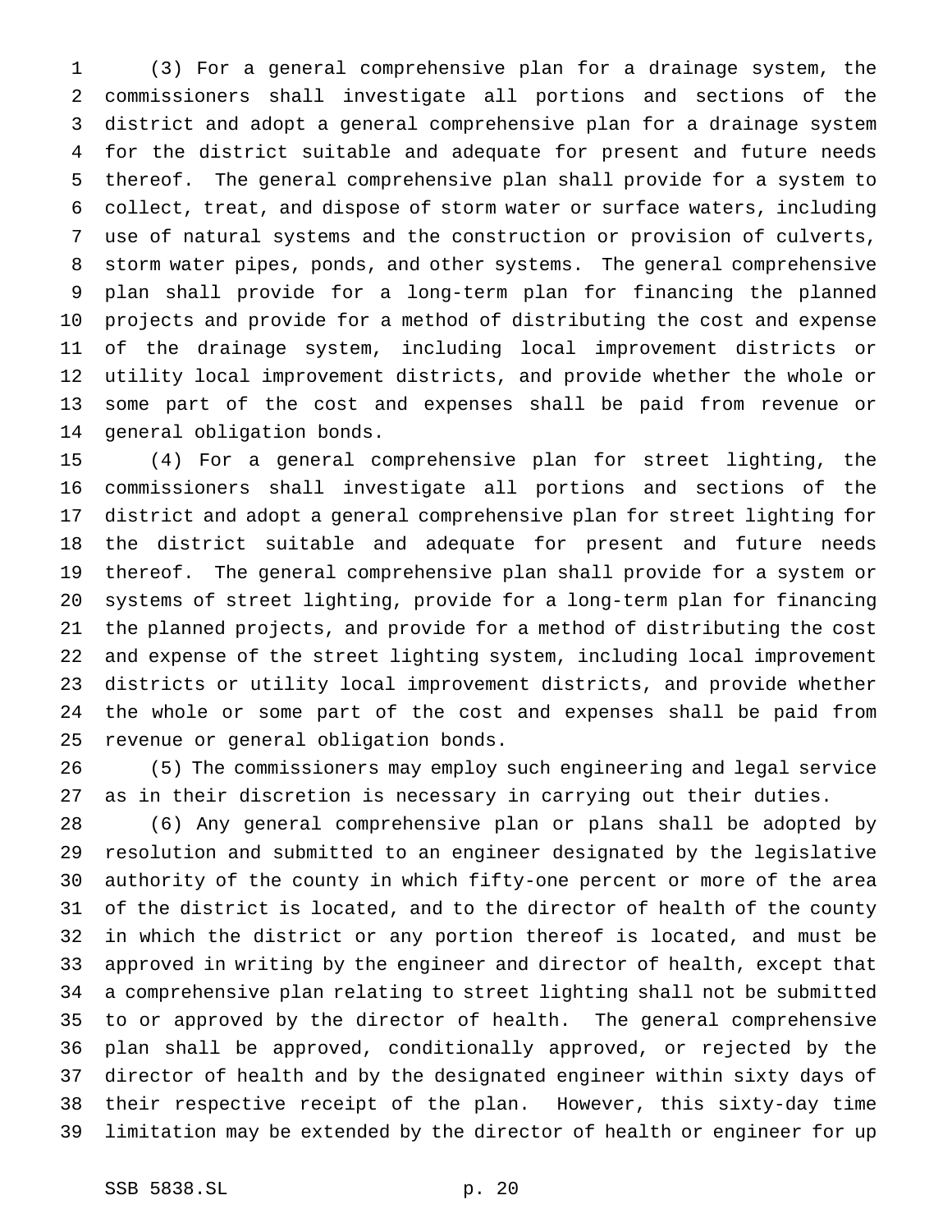(3) For a general comprehensive plan for a drainage system, the commissioners shall investigate all portions and sections of the district and adopt a general comprehensive plan for a drainage system for the district suitable and adequate for present and future needs thereof. The general comprehensive plan shall provide for a system to collect, treat, and dispose of storm water or surface waters, including use of natural systems and the construction or provision of culverts, storm water pipes, ponds, and other systems. The general comprehensive plan shall provide for a long-term plan for financing the planned projects and provide for a method of distributing the cost and expense of the drainage system, including local improvement districts or utility local improvement districts, and provide whether the whole or some part of the cost and expenses shall be paid from revenue or general obligation bonds.

(4) For a general comprehensive plan for street lighting, the commissioners shall investigate all portions and sections of the district and adopt a general comprehensive plan for street lighting for the district suitable and adequate for present and future needs thereof. The general comprehensive plan shall provide for a system or systems of street lighting, provide for a long-term plan for financing the planned projects, and provide for a method of distributing the cost and expense of the street lighting system, including local improvement districts or utility local improvement districts, and provide whether the whole or some part of the cost and expenses shall be paid from revenue or general obligation bonds.

(5) The commissioners may employ such engineering and legal service as in their discretion is necessary in carrying out their duties.

(6) Any general comprehensive plan or plans shall be adopted by resolution and submitted to an engineer designated by the legislative authority of the county in which fifty-one percent or more of the area of the district is located, and to the director of health of the county in which the district or any portion thereof is located, and must be approved in writing by the engineer and director of health, except that a comprehensive plan relating to street lighting shall not be submitted to or approved by the director of health. The general comprehensive plan shall be approved, conditionally approved, or rejected by the director of health and by the designated engineer within sixty days of their respective receipt of the plan. However, this sixty-day time limitation may be extended by the director of health or engineer for up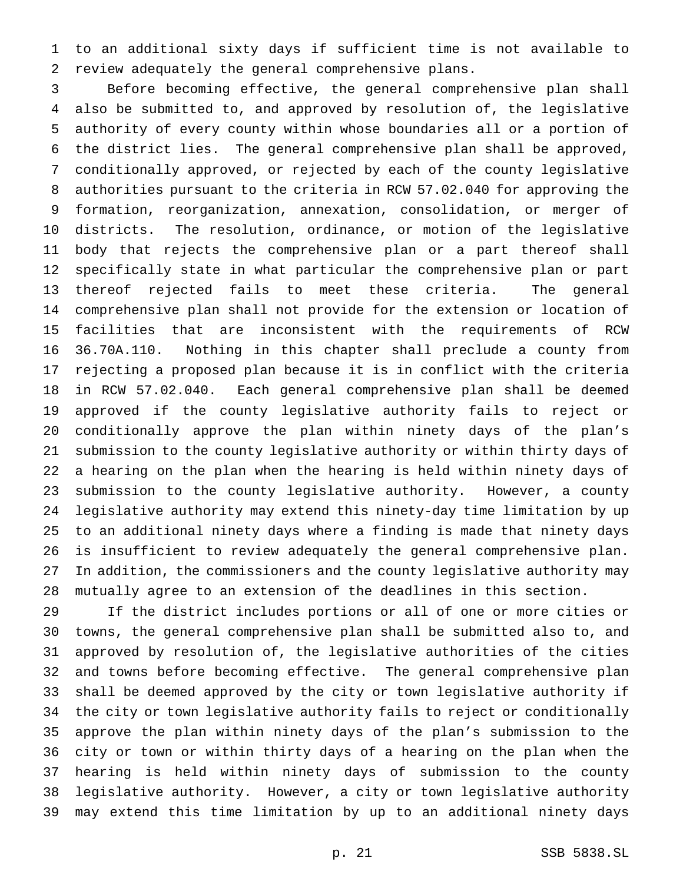to an additional sixty days if sufficient time is not available to review adequately the general comprehensive plans.

Before becoming effective, the general comprehensive plan shall also be submitted to, and approved by resolution of, the legislative authority of every county within whose boundaries all or a portion of the district lies. The general comprehensive plan shall be approved, conditionally approved, or rejected by each of the county legislative authorities pursuant to the criteria in RCW 57.02.040 for approving the formation, reorganization, annexation, consolidation, or merger of districts. The resolution, ordinance, or motion of the legislative body that rejects the comprehensive plan or a part thereof shall specifically state in what particular the comprehensive plan or part thereof rejected fails to meet these criteria. The general comprehensive plan shall not provide for the extension or location of facilities that are inconsistent with the requirements of RCW 36.70A.110. Nothing in this chapter shall preclude a county from rejecting a proposed plan because it is in conflict with the criteria in RCW 57.02.040. Each general comprehensive plan shall be deemed approved if the county legislative authority fails to reject or conditionally approve the plan within ninety days of the plan's submission to the county legislative authority or within thirty days of a hearing on the plan when the hearing is held within ninety days of submission to the county legislative authority. However, a county legislative authority may extend this ninety-day time limitation by up to an additional ninety days where a finding is made that ninety days is insufficient to review adequately the general comprehensive plan. In addition, the commissioners and the county legislative authority may mutually agree to an extension of the deadlines in this section.

If the district includes portions or all of one or more cities or towns, the general comprehensive plan shall be submitted also to, and approved by resolution of, the legislative authorities of the cities and towns before becoming effective. The general comprehensive plan shall be deemed approved by the city or town legislative authority if the city or town legislative authority fails to reject or conditionally approve the plan within ninety days of the plan's submission to the city or town or within thirty days of a hearing on the plan when the hearing is held within ninety days of submission to the county legislative authority. However, a city or town legislative authority may extend this time limitation by up to an additional ninety days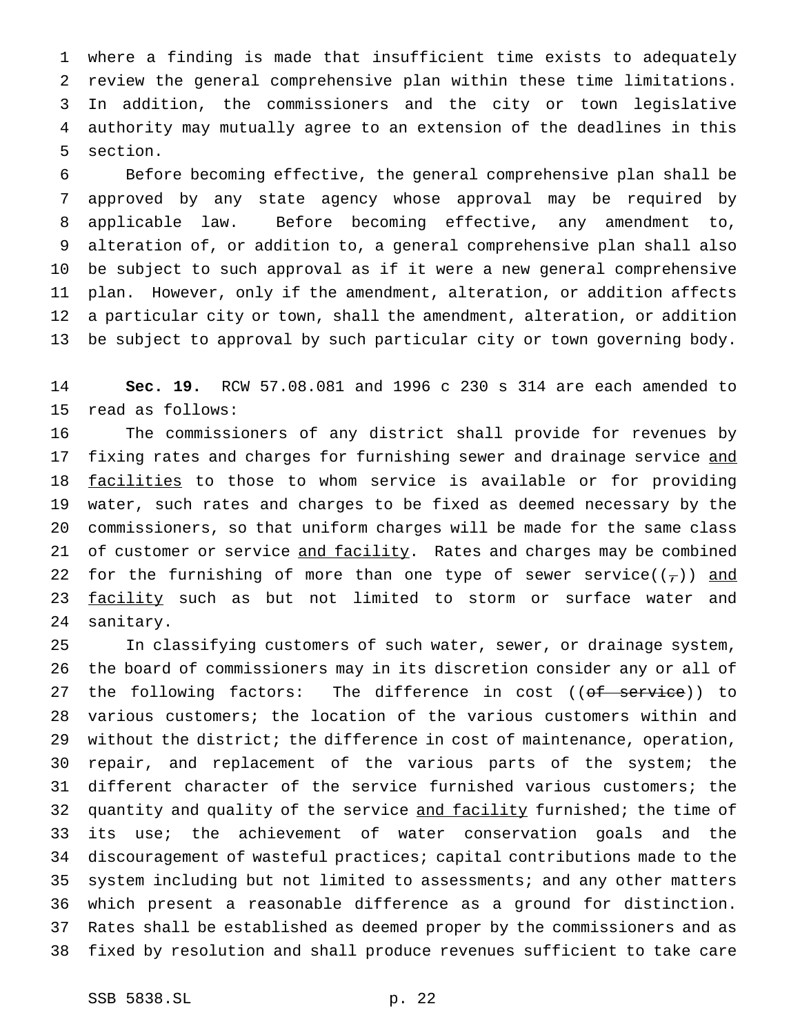where a finding is made that insufficient time exists to adequately review the general comprehensive plan within these time limitations. In addition, the commissioners and the city or town legislative authority may mutually agree to an extension of the deadlines in this section.

Before becoming effective, the general comprehensive plan shall be approved by any state agency whose approval may be required by applicable law. Before becoming effective, any amendment to, alteration of, or addition to, a general comprehensive plan shall also be subject to such approval as if it were a new general comprehensive plan. However, only if the amendment, alteration, or addition affects a particular city or town, shall the amendment, alteration, or addition be subject to approval by such particular city or town governing body.

**Sec. 19.** RCW 57.08.081 and 1996 c 230 s 314 are each amended to read as follows:

The commissioners of any district shall provide for revenues by fixing rates and charges for furnishing sewer and drainage service <u>and facilities</u> to those to whom service is available or for providing water, such rates and charges to be fixed as deemed necessary by the commissioners, so that uniform charges will be made for the same class of customer or service <u>and facility</u>. Rates and charges may be combined for the furnishing of more than one type of sewer service((~~,~~)) <u>and facility</u> such as but not limited to storm or surface water and sanitary.

In classifying customers of such water, sewer, or drainage system, the board of commissioners may in its discretion consider any or all of the following factors: The difference in cost ((~~of service~~)) to various customers; the location of the various customers within and without the district; the difference in cost of maintenance, operation, repair, and replacement of the various parts of the system; the different character of the service furnished various customers; the quantity and quality of the service <u>and facility</u> furnished; the time of its use; the achievement of water conservation goals and the discouragement of wasteful practices; capital contributions made to the system including but not limited to assessments; and any other matters which present a reasonable difference as a ground for distinction. Rates shall be established as deemed proper by the commissioners and as fixed by resolution and shall produce revenues sufficient to take care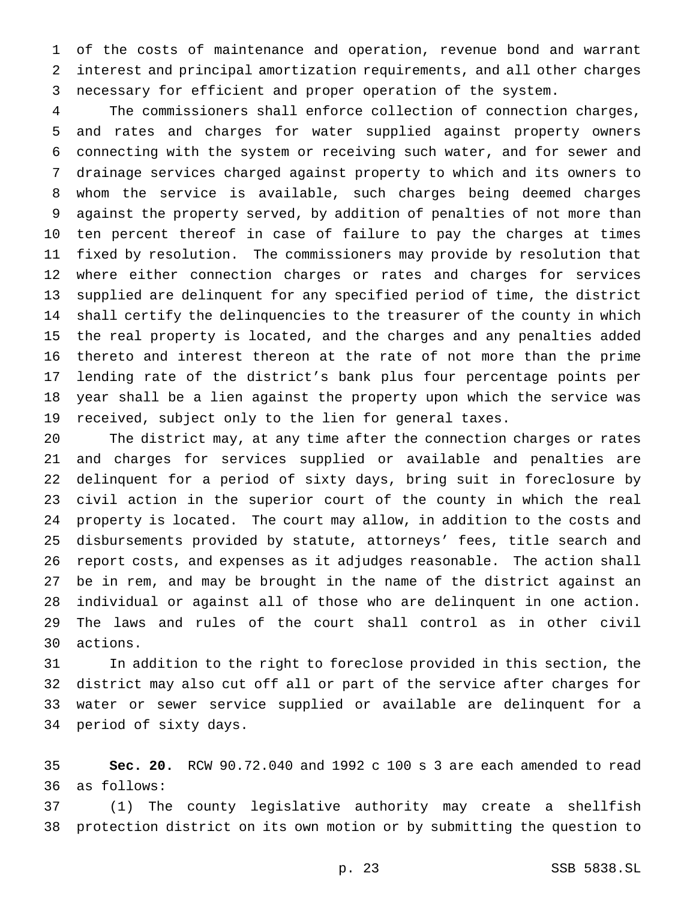of the costs of maintenance and operation, revenue bond and warrant interest and principal amortization requirements, and all other charges necessary for efficient and proper operation of the system.

The commissioners shall enforce collection of connection charges, and rates and charges for water supplied against property owners connecting with the system or receiving such water, and for sewer and drainage services charged against property to which and its owners to whom the service is available, such charges being deemed charges against the property served, by addition of penalties of not more than ten percent thereof in case of failure to pay the charges at times fixed by resolution. The commissioners may provide by resolution that where either connection charges or rates and charges for services supplied are delinquent for any specified period of time, the district shall certify the delinquencies to the treasurer of the county in which the real property is located, and the charges and any penalties added thereto and interest thereon at the rate of not more than the prime lending rate of the district's bank plus four percentage points per year shall be a lien against the property upon which the service was received, subject only to the lien for general taxes.

The district may, at any time after the connection charges or rates and charges for services supplied or available and penalties are delinquent for a period of sixty days, bring suit in foreclosure by civil action in the superior court of the county in which the real property is located. The court may allow, in addition to the costs and disbursements provided by statute, attorneys' fees, title search and report costs, and expenses as it adjudges reasonable. The action shall be in rem, and may be brought in the name of the district against an individual or against all of those who are delinquent in one action. The laws and rules of the court shall control as in other civil actions.

In addition to the right to foreclose provided in this section, the district may also cut off all or part of the service after charges for water or sewer service supplied or available are delinquent for a period of sixty days.

**Sec. 20.** RCW 90.72.040 and 1992 c 100 s 3 are each amended to read as follows:

(1) The county legislative authority may create a shellfish protection district on its own motion or by submitting the question to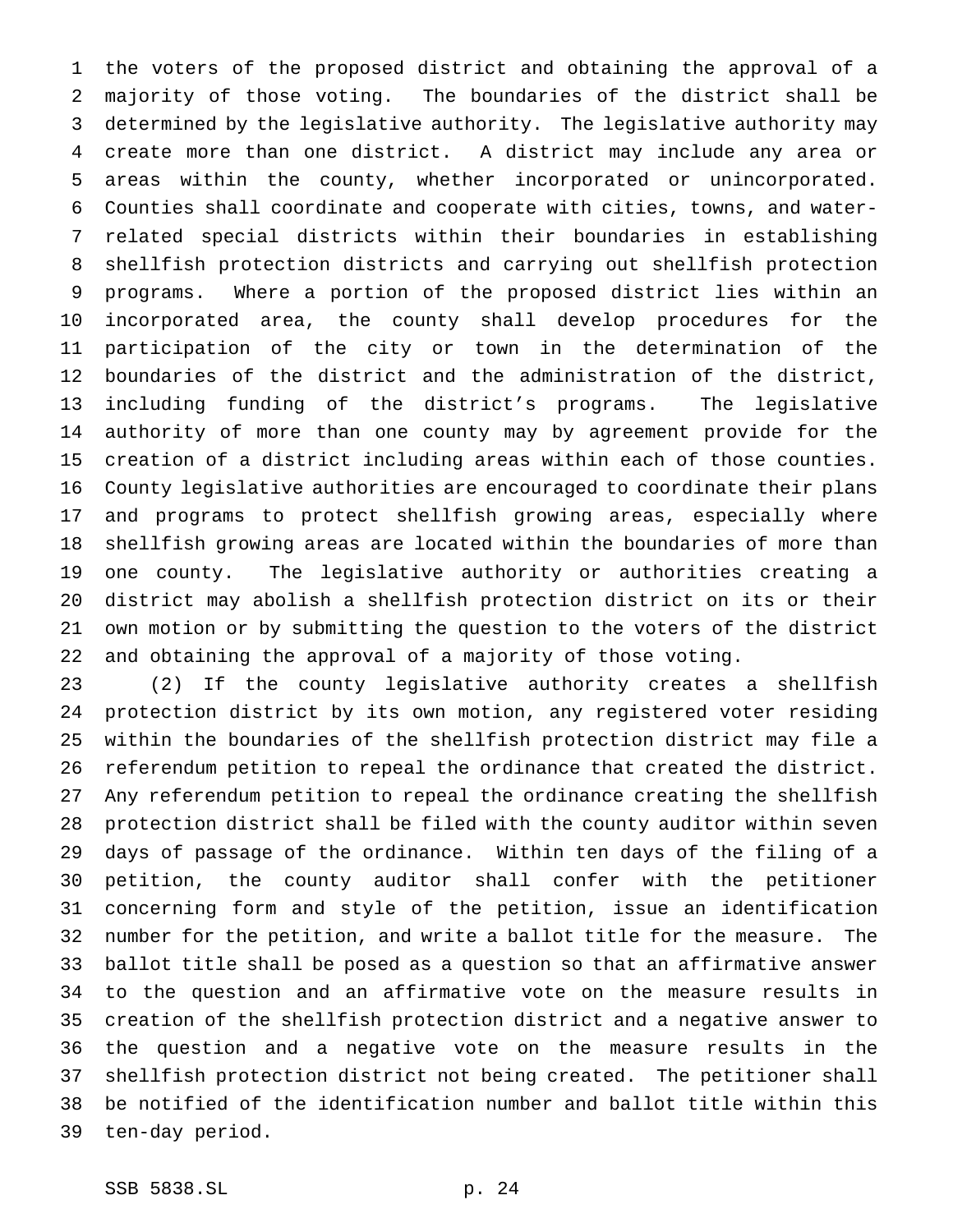the voters of the proposed district and obtaining the approval of a majority of those voting. The boundaries of the district shall be determined by the legislative authority. The legislative authority may create more than one district. A district may include any area or areas within the county, whether incorporated or unincorporated. Counties shall coordinate and cooperate with cities, towns, and water-related special districts within their boundaries in establishing shellfish protection districts and carrying out shellfish protection programs. Where a portion of the proposed district lies within an incorporated area, the county shall develop procedures for the participation of the city or town in the determination of the boundaries of the district and the administration of the district, including funding of the district's programs. The legislative authority of more than one county may by agreement provide for the creation of a district including areas within each of those counties. County legislative authorities are encouraged to coordinate their plans and programs to protect shellfish growing areas, especially where shellfish growing areas are located within the boundaries of more than one county. The legislative authority or authorities creating a district may abolish a shellfish protection district on its or their own motion or by submitting the question to the voters of the district and obtaining the approval of a majority of those voting.

(2) If the county legislative authority creates a shellfish protection district by its own motion, any registered voter residing within the boundaries of the shellfish protection district may file a referendum petition to repeal the ordinance that created the district. Any referendum petition to repeal the ordinance creating the shellfish protection district shall be filed with the county auditor within seven days of passage of the ordinance. Within ten days of the filing of a petition, the county auditor shall confer with the petitioner concerning form and style of the petition, issue an identification number for the petition, and write a ballot title for the measure. The ballot title shall be posed as a question so that an affirmative answer to the question and an affirmative vote on the measure results in creation of the shellfish protection district and a negative answer to the question and a negative vote on the measure results in the shellfish protection district not being created. The petitioner shall be notified of the identification number and ballot title within this ten-day period.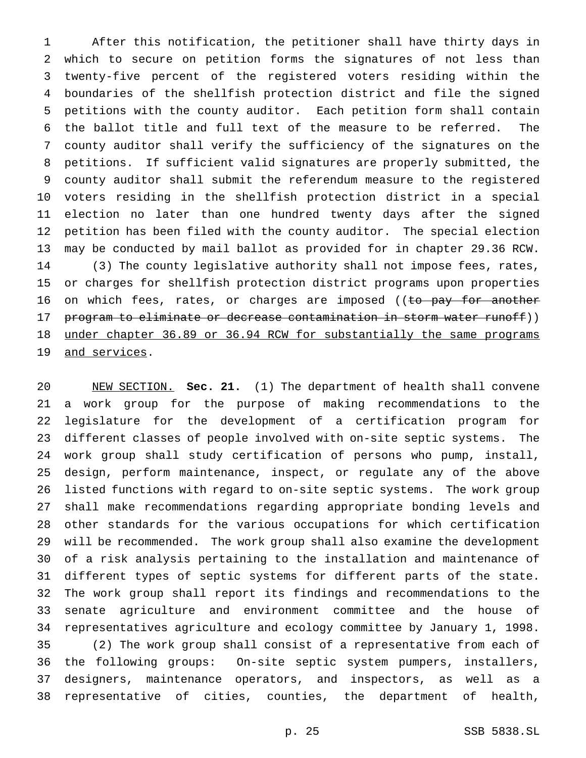After this notification, the petitioner shall have thirty days in which to secure on petition forms the signatures of not less than twenty-five percent of the registered voters residing within the boundaries of the shellfish protection district and file the signed petitions with the county auditor. Each petition form shall contain the ballot title and full text of the measure to be referred. The county auditor shall verify the sufficiency of the signatures on the petitions. If sufficient valid signatures are properly submitted, the county auditor shall submit the referendum measure to the registered voters residing in the shellfish protection district in a special election no later than one hundred twenty days after the signed petition has been filed with the county auditor. The special election may be conducted by mail ballot as provided for in chapter 29.36 RCW.

(3) The county legislative authority shall not impose fees, rates, or charges for shellfish protection district programs upon properties on which fees, rates, or charges are imposed ((~~to pay for another program to eliminate or decrease contamination in storm water runoff~~)) <u>under chapter 36.89 or 36.94 RCW for substantially the same programs and services</u>.

<u>NEW SECTION.</u> **Sec. 21.** (1) The department of health shall convene a work group for the purpose of making recommendations to the legislature for the development of a certification program for different classes of people involved with on-site septic systems. The work group shall study certification of persons who pump, install, design, perform maintenance, inspect, or regulate any of the above listed functions with regard to on-site septic systems. The work group shall make recommendations regarding appropriate bonding levels and other standards for the various occupations for which certification will be recommended. The work group shall also examine the development of a risk analysis pertaining to the installation and maintenance of different types of septic systems for different parts of the state. The work group shall report its findings and recommendations to the senate agriculture and environment committee and the house of representatives agriculture and ecology committee by January 1, 1998.

(2) The work group shall consist of a representative from each of the following groups: On-site septic system pumpers, installers, designers, maintenance operators, and inspectors, as well as a representative of cities, counties, the department of health,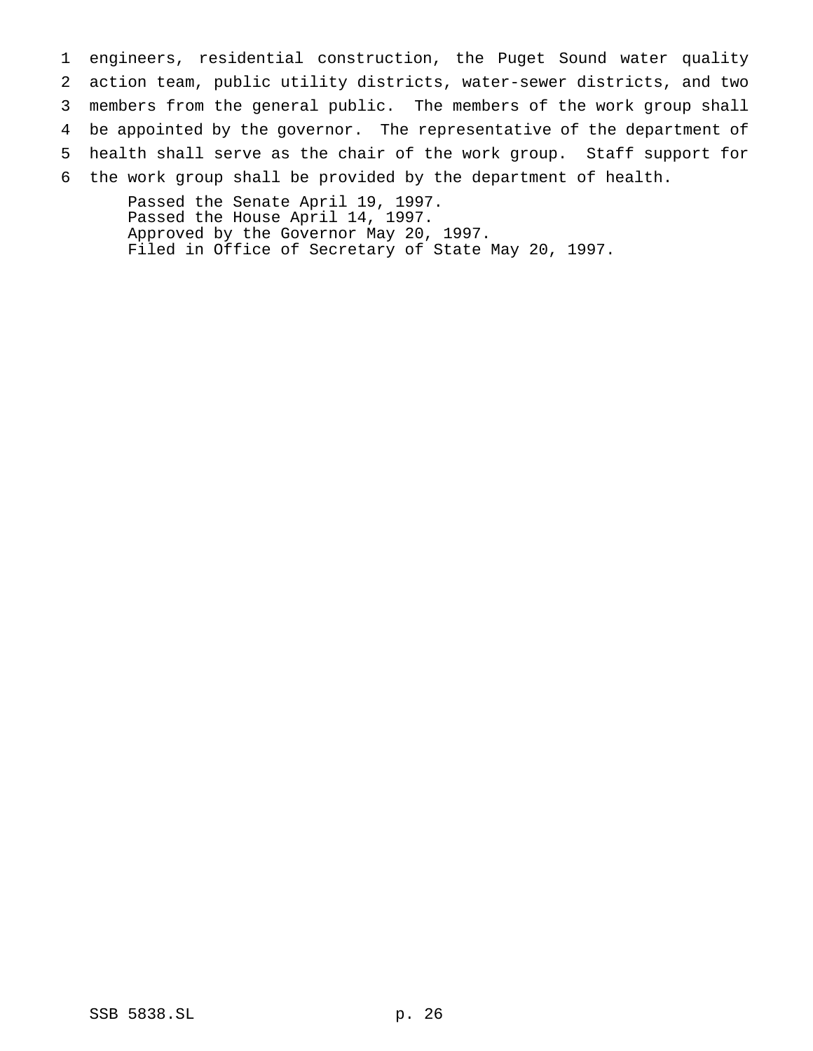engineers, residential construction, the Puget Sound water quality action team, public utility districts, water-sewer districts, and two members from the general public. The members of the work group shall be appointed by the governor. The representative of the department of health shall serve as the chair of the work group. Staff support for the work group shall be provided by the department of health.

Passed the Senate April 19, 1997.
Passed the House April 14, 1997.
Approved by the Governor May 20, 1997.
Filed in Office of Secretary of State May 20, 1997.